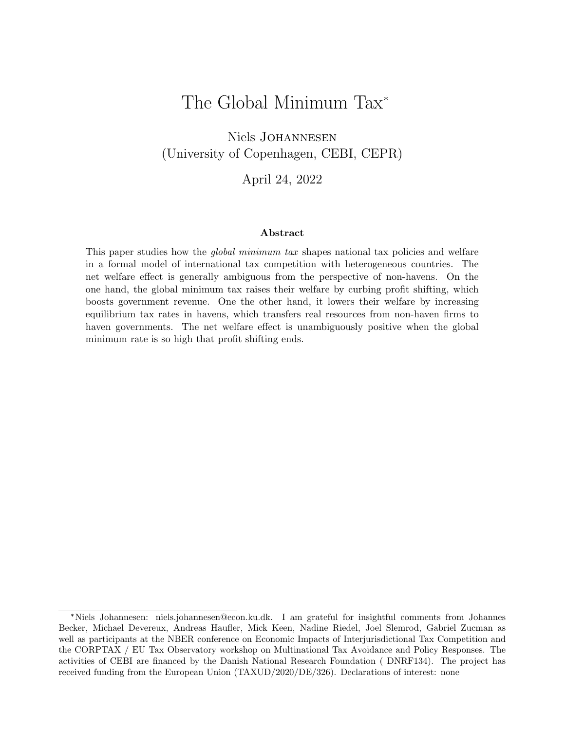# The Global Minimum Tax*

Niels Johannesen
(University of Copenhagen, CEBI, CEPR)

April 24, 2022

### Abstract

This paper studies how the *global minimum tax* shapes national tax policies and welfare in a formal model of international tax competition with heterogeneous countries. The net welfare effect is generally ambiguous from the perspective of non-havens. On the one hand, the global minimum tax raises their welfare by curbing profit shifting, which boosts government revenue. One the other hand, it lowers their welfare by increasing equilibrium tax rates in havens, which transfers real resources from non-haven firms to haven governments. The net welfare effect is unambiguously positive when the global minimum rate is so high that profit shifting ends.

---

*Niels Johannesen: niels.johannesen@econ.ku.dk. I am grateful for insightful comments from Johannes Becker, Michael Devereux, Andreas Haufler, Mick Keen, Nadine Riedel, Joel Slemrod, Gabriel Zucman as well as participants at the NBER conference on Economic Impacts of Interjurisdictional Tax Competition and the CORPTAX / EU Tax Observatory workshop on Multinational Tax Avoidance and Policy Responses. The activities of CEBI are financed by the Danish National Research Foundation ( DNRF134). The project has received funding from the European Union (TAXUD/2020/DE/326). Declarations of interest: none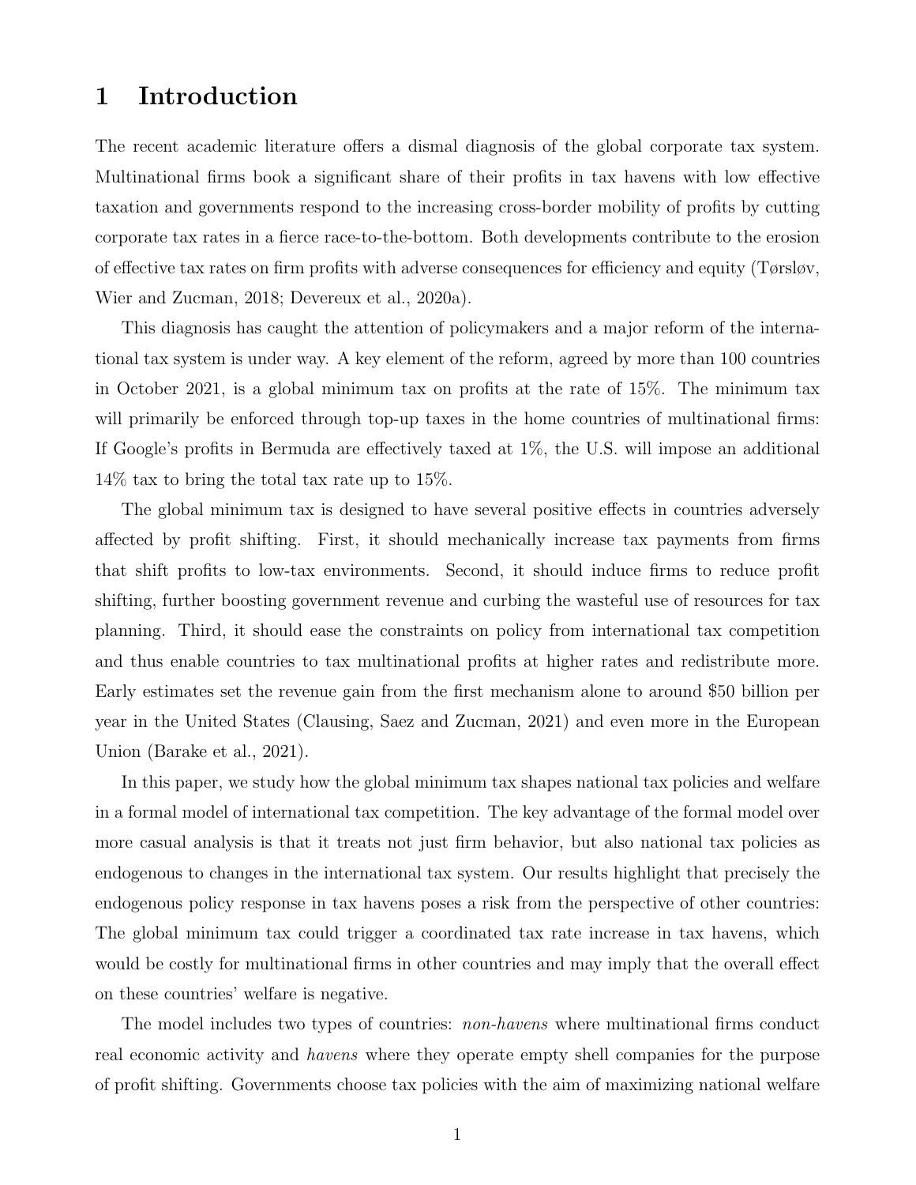# 1 Introduction

The recent academic literature offers a dismal diagnosis of the global corporate tax system. Multinational firms book a significant share of their profits in tax havens with low effective taxation and governments respond to the increasing cross-border mobility of profits by cutting corporate tax rates in a fierce race-to-the-bottom. Both developments contribute to the erosion of effective tax rates on firm profits with adverse consequences for efficiency and equity (Tørsløv, Wier and Zucman, 2018; Devereux et al., 2020a).

This diagnosis has caught the attention of policymakers and a major reform of the international tax system is under way. A key element of the reform, agreed by more than 100 countries in October 2021, is a global minimum tax on profits at the rate of 15%. The minimum tax will primarily be enforced through top-up taxes in the home countries of multinational firms: If Google's profits in Bermuda are effectively taxed at 1%, the U.S. will impose an additional 14% tax to bring the total tax rate up to 15%.

The global minimum tax is designed to have several positive effects in countries adversely affected by profit shifting. First, it should mechanically increase tax payments from firms that shift profits to low-tax environments. Second, it should induce firms to reduce profit shifting, further boosting government revenue and curbing the wasteful use of resources for tax planning. Third, it should ease the constraints on policy from international tax competition and thus enable countries to tax multinational profits at higher rates and redistribute more. Early estimates set the revenue gain from the first mechanism alone to around $50 billion per year in the United States (Clausing, Saez and Zucman, 2021) and even more in the European Union (Barake et al., 2021).

In this paper, we study how the global minimum tax shapes national tax policies and welfare in a formal model of international tax competition. The key advantage of the formal model over more casual analysis is that it treats not just firm behavior, but also national tax policies as endogenous to changes in the international tax system. Our results highlight that precisely the endogenous policy response in tax havens poses a risk from the perspective of other countries: The global minimum tax could trigger a coordinated tax rate increase in tax havens, which would be costly for multinational firms in other countries and may imply that the overall effect on these countries' welfare is negative.

The model includes two types of countries: *non-havens* where multinational firms conduct real economic activity and *havens* where they operate empty shell companies for the purpose of profit shifting. Governments choose tax policies with the aim of maximizing national welfare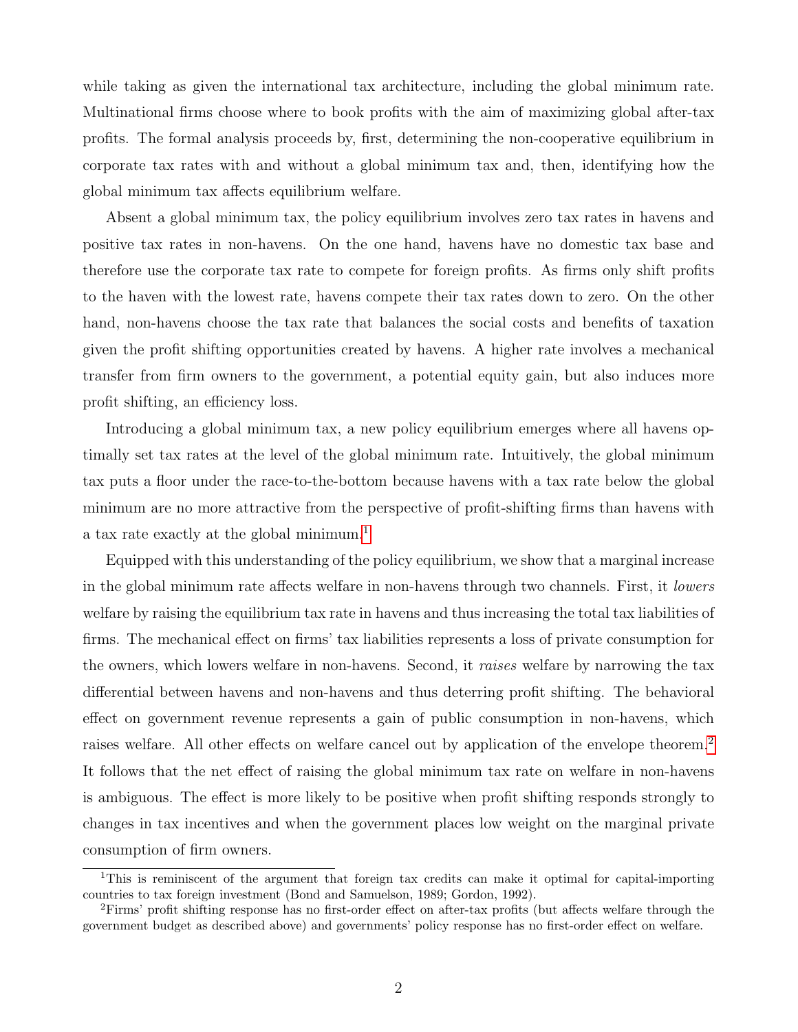while taking as given the international tax architecture, including the global minimum rate. Multinational firms choose where to book profits with the aim of maximizing global after-tax profits. The formal analysis proceeds by, first, determining the non-cooperative equilibrium in corporate tax rates with and without a global minimum tax and, then, identifying how the global minimum tax affects equilibrium welfare.

Absent a global minimum tax, the policy equilibrium involves zero tax rates in havens and positive tax rates in non-havens. On the one hand, havens have no domestic tax base and therefore use the corporate tax rate to compete for foreign profits. As firms only shift profits to the haven with the lowest rate, havens compete their tax rates down to zero. On the other hand, non-havens choose the tax rate that balances the social costs and benefits of taxation given the profit shifting opportunities created by havens. A higher rate involves a mechanical transfer from firm owners to the government, a potential equity gain, but also induces more profit shifting, an efficiency loss.

Introducing a global minimum tax, a new policy equilibrium emerges where all havens optimally set tax rates at the level of the global minimum rate. Intuitively, the global minimum tax puts a floor under the race-to-the-bottom because havens with a tax rate below the global minimum are no more attractive from the perspective of profit-shifting firms than havens with a tax rate exactly at the global minimum.[1]

Equipped with this understanding of the policy equilibrium, we show that a marginal increase in the global minimum rate affects welfare in non-havens through two channels. First, it *lowers* welfare by raising the equilibrium tax rate in havens and thus increasing the total tax liabilities of firms. The mechanical effect on firms' tax liabilities represents a loss of private consumption for the owners, which lowers welfare in non-havens. Second, it *raises* welfare by narrowing the tax differential between havens and non-havens and thus deterring profit shifting. The behavioral effect on government revenue represents a gain of public consumption in non-havens, which raises welfare. All other effects on welfare cancel out by application of the envelope theorem.[2] It follows that the net effect of raising the global minimum tax rate on welfare in non-havens is ambiguous. The effect is more likely to be positive when profit shifting responds strongly to changes in tax incentives and when the government places low weight on the marginal private consumption of firm owners.

[1] This is reminiscent of the argument that foreign tax credits can make it optimal for capital-importing countries to tax foreign investment (Bond and Samuelson, 1989; Gordon, 1992).

[2] Firms' profit shifting response has no first-order effect on after-tax profits (but affects welfare through the government budget as described above) and governments' policy response has no first-order effect on welfare.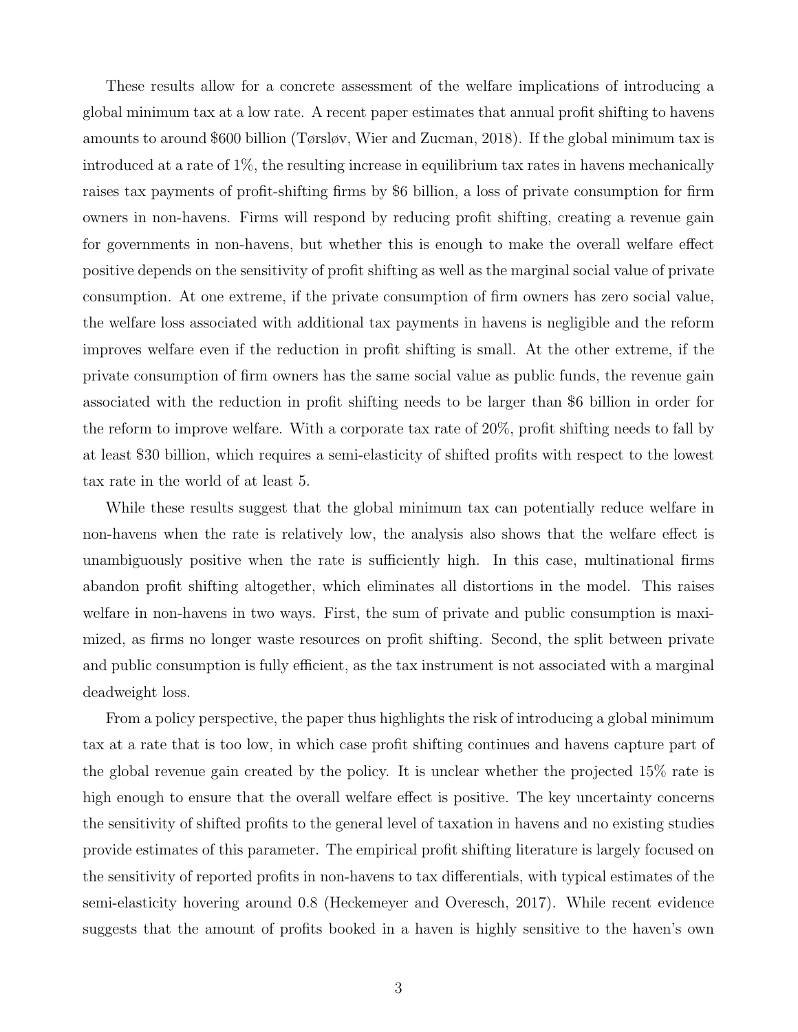These results allow for a concrete assessment of the welfare implications of introducing a global minimum tax at a low rate. A recent paper estimates that annual profit shifting to havens amounts to around \$600 billion (Tørsløv, Wier and Zucman, 2018). If the global minimum tax is introduced at a rate of 1%, the resulting increase in equilibrium tax rates in havens mechanically raises tax payments of profit-shifting firms by \$6 billion, a loss of private consumption for firm owners in non-havens. Firms will respond by reducing profit shifting, creating a revenue gain for governments in non-havens, but whether this is enough to make the overall welfare effect positive depends on the sensitivity of profit shifting as well as the marginal social value of private consumption. At one extreme, if the private consumption of firm owners has zero social value, the welfare loss associated with additional tax payments in havens is negligible and the reform improves welfare even if the reduction in profit shifting is small. At the other extreme, if the private consumption of firm owners has the same social value as public funds, the revenue gain associated with the reduction in profit shifting needs to be larger than \$6 billion in order for the reform to improve welfare. With a corporate tax rate of 20%, profit shifting needs to fall by at least \$30 billion, which requires a semi-elasticity of shifted profits with respect to the lowest tax rate in the world of at least 5.

While these results suggest that the global minimum tax can potentially reduce welfare in non-havens when the rate is relatively low, the analysis also shows that the welfare effect is unambiguously positive when the rate is sufficiently high. In this case, multinational firms abandon profit shifting altogether, which eliminates all distortions in the model. This raises welfare in non-havens in two ways. First, the sum of private and public consumption is maximized, as firms no longer waste resources on profit shifting. Second, the split between private and public consumption is fully efficient, as the tax instrument is not associated with a marginal deadweight loss.

From a policy perspective, the paper thus highlights the risk of introducing a global minimum tax at a rate that is too low, in which case profit shifting continues and havens capture part of the global revenue gain created by the policy. It is unclear whether the projected 15% rate is high enough to ensure that the overall welfare effect is positive. The key uncertainty concerns the sensitivity of shifted profits to the general level of taxation in havens and no existing studies provide estimates of this parameter. The empirical profit shifting literature is largely focused on the sensitivity of reported profits in non-havens to tax differentials, with typical estimates of the semi-elasticity hovering around 0.8 (Heckemeyer and Overesch, 2017). While recent evidence suggests that the amount of profits booked in a haven is highly sensitive to the haven's own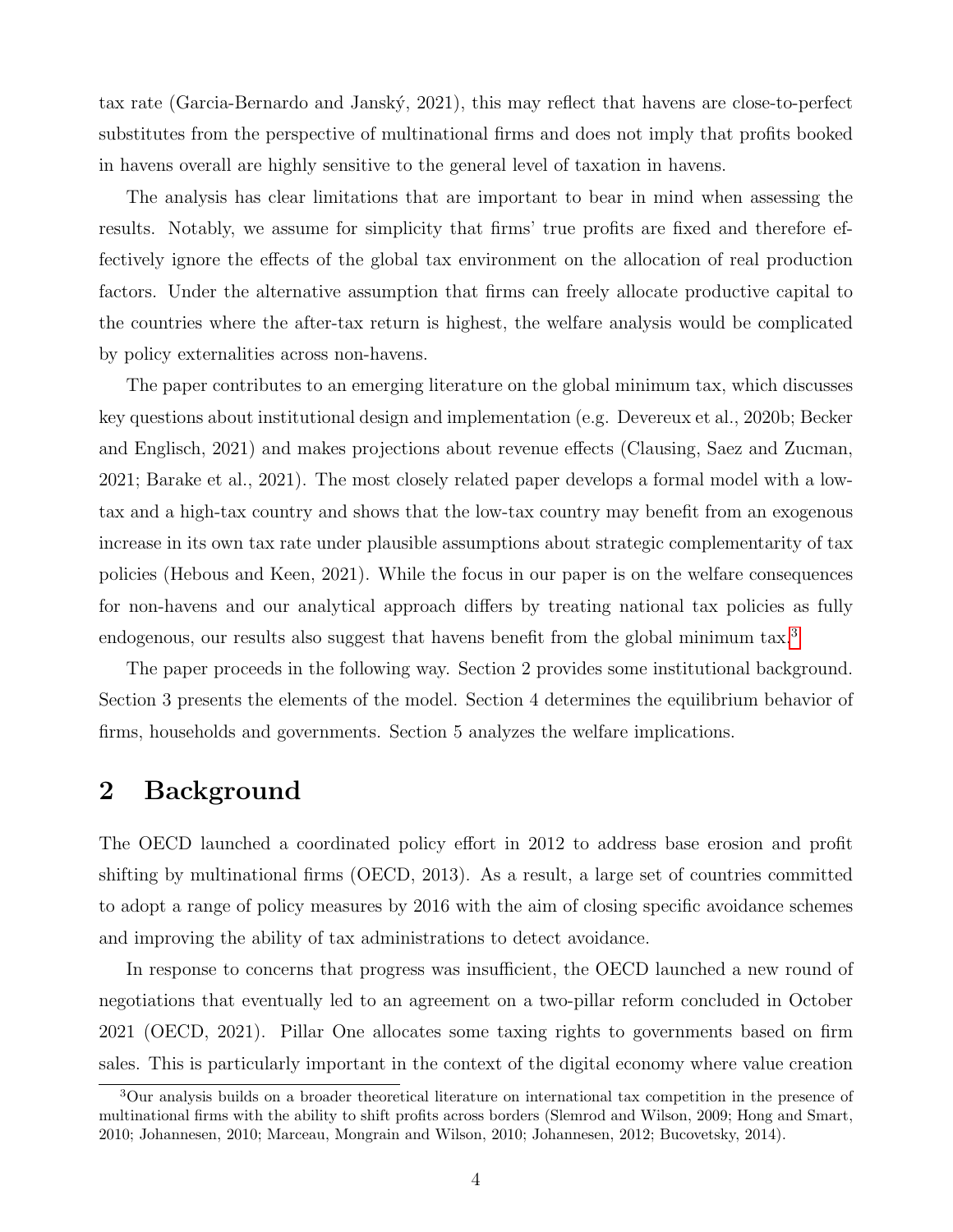tax rate (Garcia-Bernardo and Janský, 2021), this may reflect that havens are close-to-perfect substitutes from the perspective of multinational firms and does not imply that profits booked in havens overall are highly sensitive to the general level of taxation in havens.

The analysis has clear limitations that are important to bear in mind when assessing the results. Notably, we assume for simplicity that firms' true profits are fixed and therefore effectively ignore the effects of the global tax environment on the allocation of real production factors. Under the alternative assumption that firms can freely allocate productive capital to the countries where the after-tax return is highest, the welfare analysis would be complicated by policy externalities across non-havens.

The paper contributes to an emerging literature on the global minimum tax, which discusses key questions about institutional design and implementation (e.g. Devereux et al., 2020b; Becker and Englisch, 2021) and makes projections about revenue effects (Clausing, Saez and Zucman, 2021; Barake et al., 2021). The most closely related paper develops a formal model with a low-tax and a high-tax country and shows that the low-tax country may benefit from an exogenous increase in its own tax rate under plausible assumptions about strategic complementarity of tax policies (Hebous and Keen, 2021). While the focus in our paper is on the welfare consequences for non-havens and our analytical approach differs by treating national tax policies as fully endogenous, our results also suggest that havens benefit from the global minimum tax.[3]

The paper proceeds in the following way. Section 2 provides some institutional background. Section 3 presents the elements of the model. Section 4 determines the equilibrium behavior of firms, households and governments. Section 5 analyzes the welfare implications.

## 2 Background

The OECD launched a coordinated policy effort in 2012 to address base erosion and profit shifting by multinational firms (OECD, 2013). As a result, a large set of countries committed to adopt a range of policy measures by 2016 with the aim of closing specific avoidance schemes and improving the ability of tax administrations to detect avoidance.

In response to concerns that progress was insufficient, the OECD launched a new round of negotiations that eventually led to an agreement on a two-pillar reform concluded in October 2021 (OECD, 2021). Pillar One allocates some taxing rights to governments based on firm sales. This is particularly important in the context of the digital economy where value creation

[3] Our analysis builds on a broader theoretical literature on international tax competition in the presence of multinational firms with the ability to shift profits across borders (Slemrod and Wilson, 2009; Hong and Smart, 2010; Johannesen, 2010; Marceau, Mongrain and Wilson, 2010; Johannesen, 2012; Bucovetsky, 2014).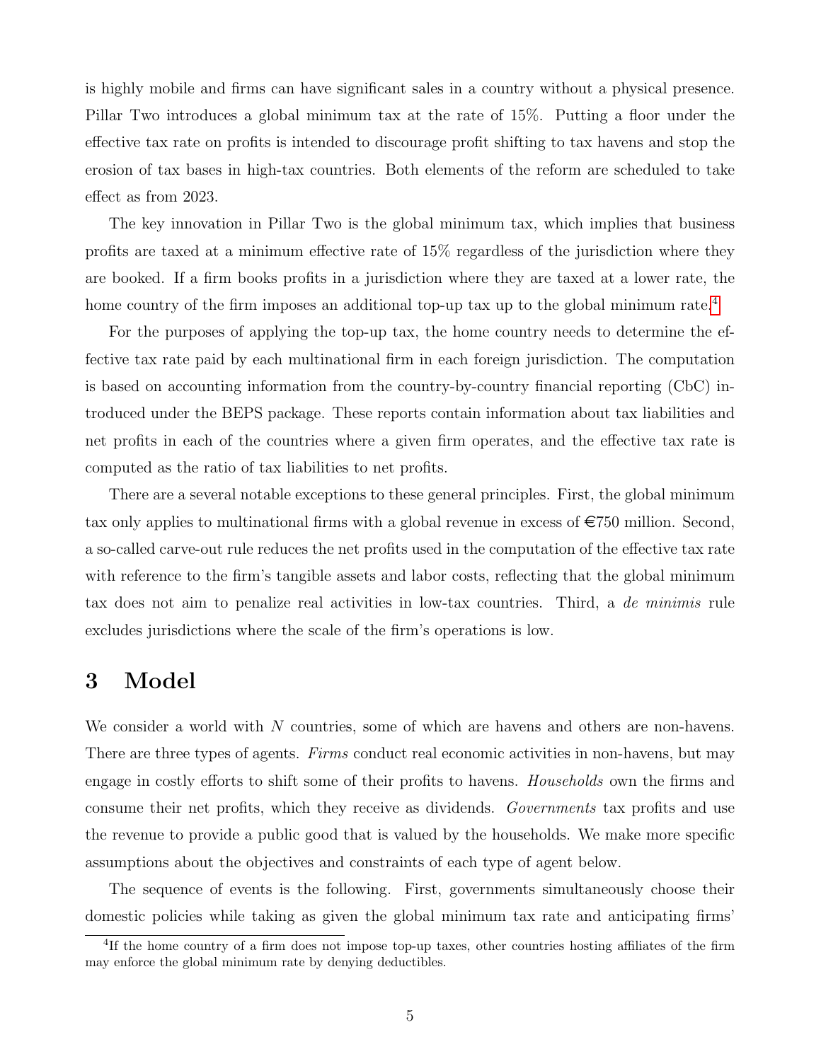is highly mobile and firms can have significant sales in a country without a physical presence. Pillar Two introduces a global minimum tax at the rate of 15%. Putting a floor under the effective tax rate on profits is intended to discourage profit shifting to tax havens and stop the erosion of tax bases in high-tax countries. Both elements of the reform are scheduled to take effect as from 2023.

The key innovation in Pillar Two is the global minimum tax, which implies that business profits are taxed at a minimum effective rate of 15% regardless of the jurisdiction where they are booked. If a firm books profits in a jurisdiction where they are taxed at a lower rate, the home country of the firm imposes an additional top-up tax up to the global minimum rate.[4]

For the purposes of applying the top-up tax, the home country needs to determine the effective tax rate paid by each multinational firm in each foreign jurisdiction. The computation is based on accounting information from the country-by-country financial reporting (CbC) introduced under the BEPS package. These reports contain information about tax liabilities and net profits in each of the countries where a given firm operates, and the effective tax rate is computed as the ratio of tax liabilities to net profits.

There are a several notable exceptions to these general principles. First, the global minimum tax only applies to multinational firms with a global revenue in excess of €750 million. Second, a so-called carve-out rule reduces the net profits used in the computation of the effective tax rate with reference to the firm's tangible assets and labor costs, reflecting that the global minimum tax does not aim to penalize real activities in low-tax countries. Third, a *de minimis* rule excludes jurisdictions where the scale of the firm's operations is low.

# 3 Model

We consider a world with $N$ countries, some of which are havens and others are non-havens. There are three types of agents. *Firms* conduct real economic activities in non-havens, but may engage in costly efforts to shift some of their profits to havens. *Households* own the firms and consume their net profits, which they receive as dividends. *Governments* tax profits and use the revenue to provide a public good that is valued by the households. We make more specific assumptions about the objectives and constraints of each type of agent below.

The sequence of events is the following. First, governments simultaneously choose their domestic policies while taking as given the global minimum tax rate and anticipating firms'

[4] If the home country of a firm does not impose top-up taxes, other countries hosting affiliates of the firm may enforce the global minimum rate by denying deductibles.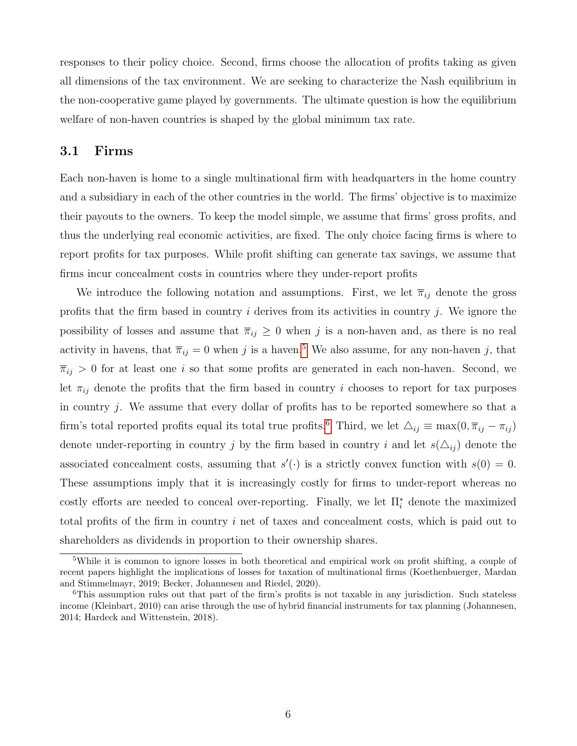responses to their policy choice. Second, firms choose the allocation of profits taking as given all dimensions of the tax environment. We are seeking to characterize the Nash equilibrium in the non-cooperative game played by governments. The ultimate question is how the equilibrium welfare of non-haven countries is shaped by the global minimum tax rate.

### 3.1 Firms

Each non-haven is home to a single multinational firm with headquarters in the home country and a subsidiary in each of the other countries in the world. The firms' objective is to maximize their payouts to the owners. To keep the model simple, we assume that firms' gross profits, and thus the underlying real economic activities, are fixed. The only choice facing firms is where to report profits for tax purposes. While profit shifting can generate tax savings, we assume that firms incur concealment costs in countries where they under-report profits

We introduce the following notation and assumptions. First, we let $\overline{\pi}_{ij}$ denote the gross profits that the firm based in country $i$ derives from its activities in country $j$. We ignore the possibility of losses and assume that $\overline{\pi}_{ij} \geq 0$ when $j$ is a non-haven and, as there is no real activity in havens, that $\overline{\pi}_{ij} = 0$ when $j$ is a haven.[5] We also assume, for any non-haven $j$, that $\overline{\pi}_{ij} > 0$ for at least one $i$ so that some profits are generated in each non-haven. Second, we let $\pi_{ij}$ denote the profits that the firm based in country $i$ chooses to report for tax purposes in country $j$. We assume that every dollar of profits has to be reported somewhere so that a firm's total reported profits equal its total true profits.[6] Third, we let $\triangle_{ij} \equiv \max(0, \overline{\pi}_{ij} - \pi_{ij})$ denote under-reporting in country $j$ by the firm based in country $i$ and let $s(\triangle_{ij})$ denote the associated concealment costs, assuming that $s'(\cdot)$ is a strictly convex function with $s(0) = 0$. These assumptions imply that it is increasingly costly for firms to under-report whereas no costly efforts are needed to conceal over-reporting. Finally, we let $\Pi_i^*$ denote the maximized total profits of the firm in country $i$ net of taxes and concealment costs, which is paid out to shareholders as dividends in proportion to their ownership shares.

---

[5] While it is common to ignore losses in both theoretical and empirical work on profit shifting, a couple of recent papers highlight the implications of losses for taxation of multinational firms (Koethenbuerger, Mardan and Stimmelmayr, 2019; Becker, Johannesen and Riedel, 2020).

[6] This assumption rules out that part of the firm's profits is not taxable in any jurisdiction. Such stateless income (Kleinbart, 2010) can arise through the use of hybrid financial instruments for tax planning (Johannesen, 2014; Hardeck and Wittenstein, 2018).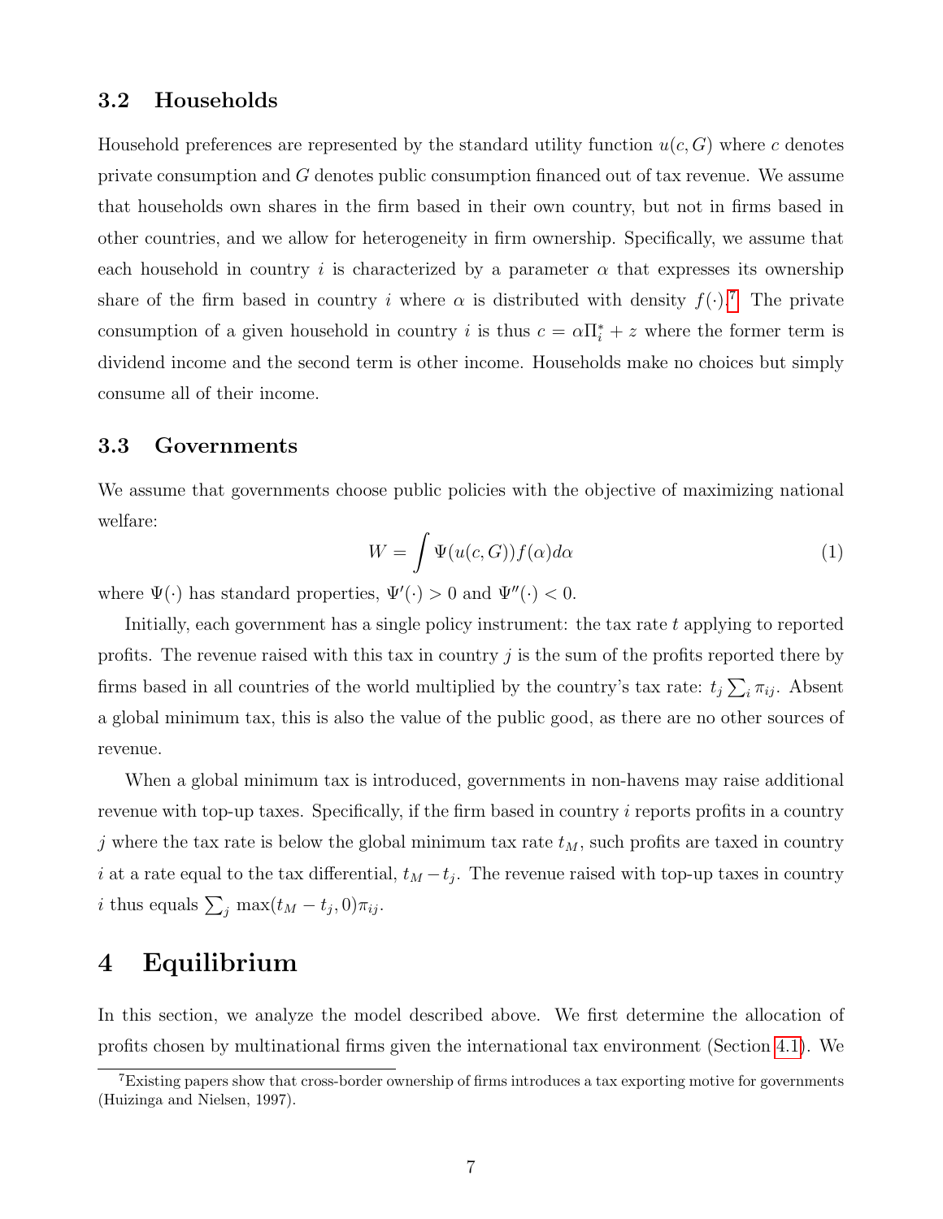### 3.2 Households

Household preferences are represented by the standard utility function $u(c, G)$ where $c$ denotes private consumption and $G$ denotes public consumption financed out of tax revenue. We assume that households own shares in the firm based in their own country, but not in firms based in other countries, and we allow for heterogeneity in firm ownership. Specifically, we assume that each household in country $i$ is characterized by a parameter $\alpha$ that expresses its ownership share of the firm based in country $i$ where $\alpha$ is distributed with density $f(\cdot)$.[7] The private consumption of a given household in country $i$ is thus $c = \alpha\Pi_i^* + z$ where the former term is dividend income and the second term is other income. Households make no choices but simply consume all of their income.

### 3.3 Governments

We assume that governments choose public policies with the objective of maximizing national welfare:

$$W = \int \Psi(u(c, G))f(\alpha)d\alpha \tag{1}$$

where $\Psi(\cdot)$ has standard properties, $\Psi'(\cdot) > 0$ and $\Psi''(\cdot) < 0$.

Initially, each government has a single policy instrument: the tax rate $t$ applying to reported profits. The revenue raised with this tax in country $j$ is the sum of the profits reported there by firms based in all countries of the world multiplied by the country's tax rate: $t_j \sum_i \pi_{ij}$. Absent a global minimum tax, this is also the value of the public good, as there are no other sources of revenue.

When a global minimum tax is introduced, governments in non-havens may raise additional revenue with top-up taxes. Specifically, if the firm based in country $i$ reports profits in a country $j$ where the tax rate is below the global minimum tax rate $t_M$, such profits are taxed in country $i$ at a rate equal to the tax differential, $t_M - t_j$. The revenue raised with top-up taxes in country $i$ thus equals $\sum_j \max(t_M - t_j, 0)\pi_{ij}$.

# 4 Equilibrium

In this section, we analyze the model described above. We first determine the allocation of profits chosen by multinational firms given the international tax environment (Section 4.1). We

[7] Existing papers show that cross-border ownership of firms introduces a tax exporting motive for governments (Huizinga and Nielsen, 1997).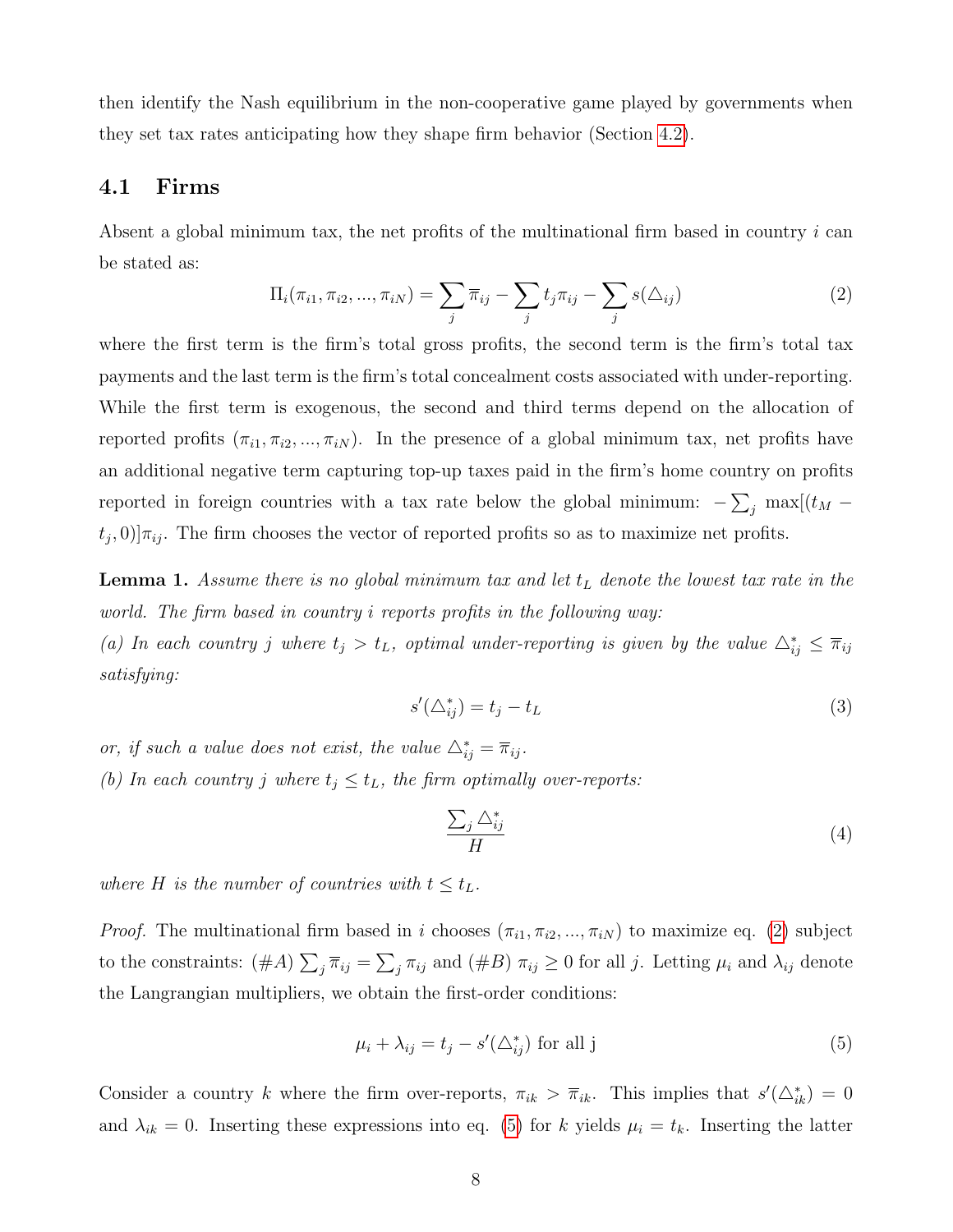then identify the Nash equilibrium in the non-cooperative game played by governments when they set tax rates anticipating how they shape firm behavior (Section 4.2).

## 4.1 Firms

Absent a global minimum tax, the net profits of the multinational firm based in country $i$ can be stated as:

$$\Pi_i(\pi_{i1}, \pi_{i2}, ..., \pi_{iN}) = \sum_j \overline{\pi}_{ij} - \sum_j t_j \pi_{ij} - \sum_j s(\triangle_{ij}) \tag{2}$$

where the first term is the firm's total gross profits, the second term is the firm's total tax payments and the last term is the firm's total concealment costs associated with under-reporting. While the first term is exogenous, the second and third terms depend on the allocation of reported profits $(\pi_{i1}, \pi_{i2}, ..., \pi_{iN})$. In the presence of a global minimum tax, net profits have an additional negative term capturing top-up taxes paid in the firm's home country on profits reported in foreign countries with a tax rate below the global minimum: $-\sum_j \max[(t_M - t_j, 0)]\pi_{ij}$. The firm chooses the vector of reported profits so as to maximize net profits.

**Lemma 1.** *Assume there is no global minimum tax and let $t_L$ denote the lowest tax rate in the world. The firm based in country $i$ reports profits in the following way:*

*(a) In each country $j$ where $t_j > t_L$, optimal under-reporting is given by the value $\triangle^*_{ij} \leq \overline{\pi}_{ij}$ satisfying:*

$$s'(\triangle^*_{ij}) = t_j - t_L \tag{3}$$

*or, if such a value does not exist, the value $\triangle^*_{ij} = \overline{\pi}_{ij}$.*

*(b) In each country $j$ where $t_j \leq t_L$, the firm optimally over-reports:*

$$\frac{\sum_j \triangle^*_{ij}}{H} \tag{4}$$

*where $H$ is the number of countries with $t \leq t_L$.*

*Proof.* The multinational firm based in $i$ chooses $(\pi_{i1}, \pi_{i2}, ..., \pi_{iN})$ to maximize eq. (2) subject to the constraints: $(\#A)$ $\sum_j \overline{\pi}_{ij} = \sum_j \pi_{ij}$ and $(\#B)$ $\pi_{ij} \geq 0$ for all $j$. Letting $\mu_i$ and $\lambda_{ij}$ denote the Langrangian multipliers, we obtain the first-order conditions:

$$\mu_i + \lambda_{ij} = t_j - s'(\triangle^*_{ij}) \text{ for all j} \tag{5}$$

Consider a country $k$ where the firm over-reports, $\pi_{ik} > \overline{\pi}_{ik}$. This implies that $s'(\triangle^*_{ik}) = 0$ and $\lambda_{ik} = 0$. Inserting these expressions into eq. (5) for $k$ yields $\mu_i = t_k$. Inserting the latter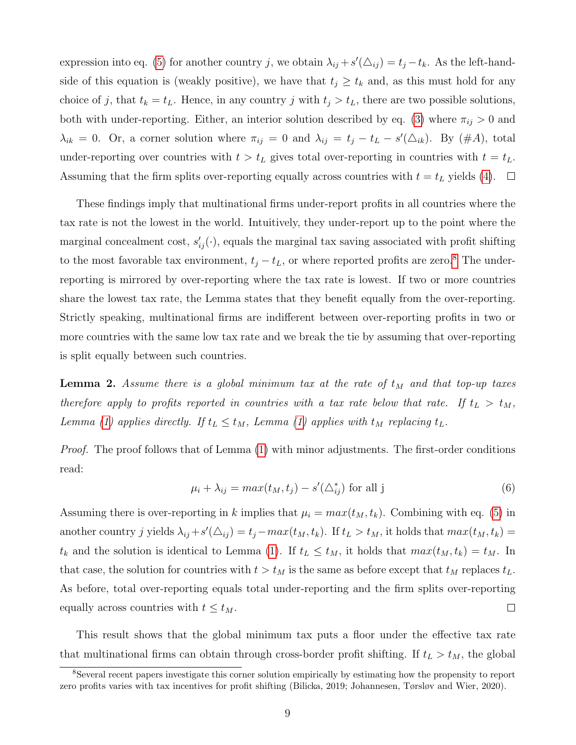expression into eq. (5) for another country $j$, we obtain $\lambda_{ij} + s'(\triangle_{ij}) = t_j - t_k$. As the left-hand-side of this equation is (weakly positive), we have that $t_j \geq t_k$ and, as this must hold for any choice of $j$, that $t_k = t_L$. Hence, in any country $j$ with $t_j > t_L$, there are two possible solutions, both with under-reporting. Either, an interior solution described by eq. (3) where $\pi_{ij} > 0$ and $\lambda_{ik} = 0$. Or, a corner solution where $\pi_{ij} = 0$ and $\lambda_{ij} = t_j - t_L - s'(\triangle_{ik})$. By (#$A$), total under-reporting over countries with $t > t_L$ gives total over-reporting in countries with $t = t_L$. Assuming that the firm splits over-reporting equally across countries with $t = t_L$ yields (4). □

These findings imply that multinational firms under-report profits in all countries where the tax rate is not the lowest in the world. Intuitively, they under-report up to the point where the marginal concealment cost, $s'_{ij}(\cdot)$, equals the marginal tax saving associated with profit shifting to the most favorable tax environment, $t_j - t_L$, or where reported profits are zero.[8] The under-reporting is mirrored by over-reporting where the tax rate is lowest. If two or more countries share the lowest tax rate, the Lemma states that they benefit equally from the over-reporting. Strictly speaking, multinational firms are indifferent between over-reporting profits in two or more countries with the same low tax rate and we break the tie by assuming that over-reporting is split equally between such countries.

**Lemma 2.** *Assume there is a global minimum tax at the rate of $t_M$ and that top-up taxes therefore apply to profits reported in countries with a tax rate below that rate. If $t_L > t_M$, Lemma (1) applies directly. If $t_L \leq t_M$, Lemma (1) applies with $t_M$ replacing $t_L$.*

*Proof.* The proof follows that of Lemma (1) with minor adjustments. The first-order conditions read:

$$\mu_i + \lambda_{ij} = max(t_M, t_j) - s'(\triangle^*_{ij}) \text{ for all j} \tag{6}$$

Assuming there is over-reporting in $k$ implies that $\mu_i = max(t_M, t_k)$. Combining with eq. (5) in another country $j$ yields $\lambda_{ij} + s'(\triangle_{ij}) = t_j - max(t_M, t_k)$. If $t_L > t_M$, it holds that $max(t_M, t_k) = t_k$ and the solution is identical to Lemma (1). If $t_L \leq t_M$, it holds that $max(t_M, t_k) = t_M$. In that case, the solution for countries with $t > t_M$ is the same as before except that $t_M$ replaces $t_L$. As before, total over-reporting equals total under-reporting and the firm splits over-reporting equally across countries with $t \leq t_M$. □

This result shows that the global minimum tax puts a floor under the effective tax rate that multinational firms can obtain through cross-border profit shifting. If $t_L > t_M$, the global

[8] Several recent papers investigate this corner solution empirically by estimating how the propensity to report zero profits varies with tax incentives for profit shifting (Bilicka, 2019; Johannesen, Tørsløv and Wier, 2020).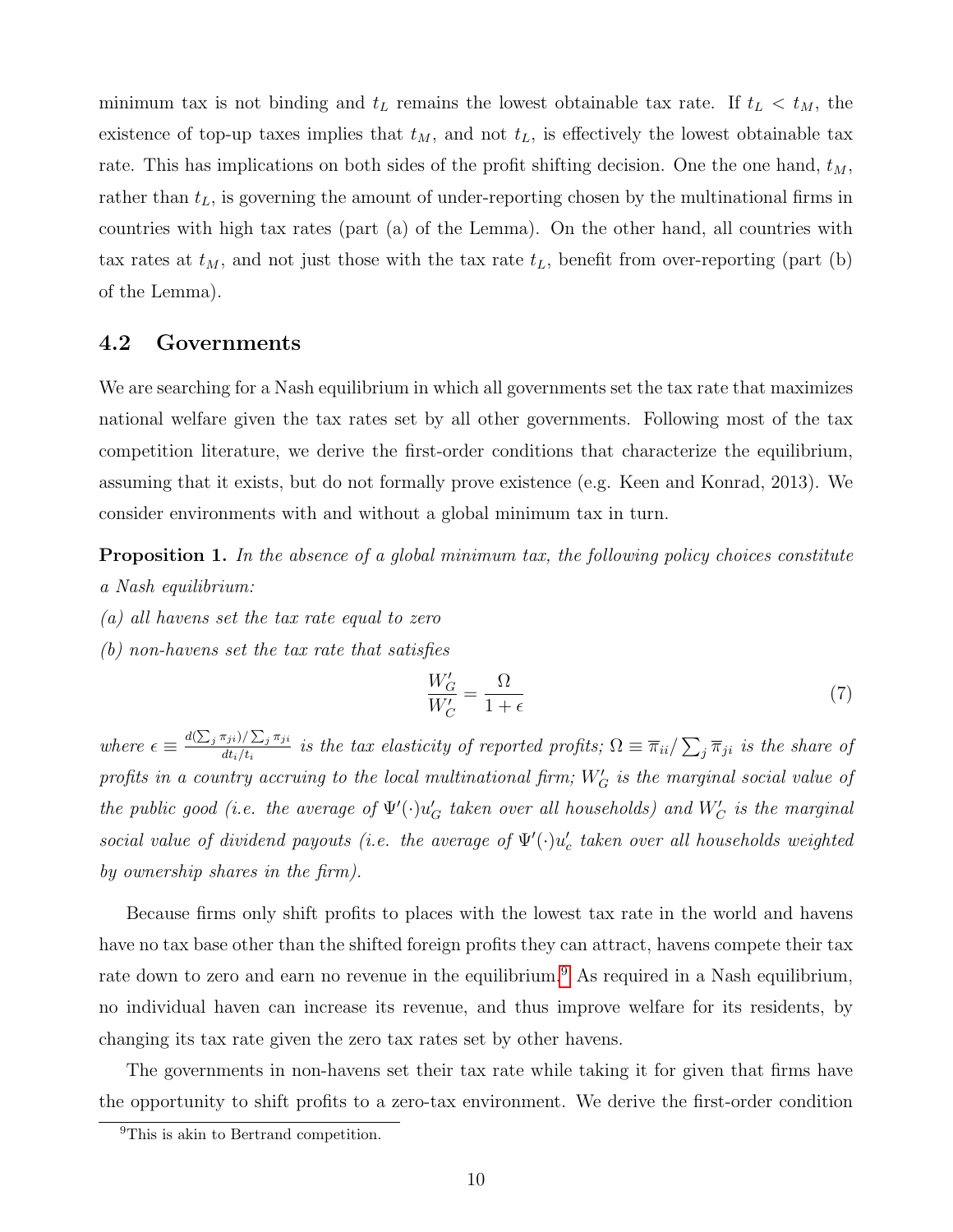minimum tax is not binding and $t_L$ remains the lowest obtainable tax rate. If $t_L < t_M$, the existence of top-up taxes implies that $t_M$, and not $t_L$, is effectively the lowest obtainable tax rate. This has implications on both sides of the profit shifting decision. One the one hand, $t_M$, rather than $t_L$, is governing the amount of under-reporting chosen by the multinational firms in countries with high tax rates (part (a) of the Lemma). On the other hand, all countries with tax rates at $t_M$, and not just those with the tax rate $t_L$, benefit from over-reporting (part (b) of the Lemma).

## 4.2 Governments

We are searching for a Nash equilibrium in which all governments set the tax rate that maximizes national welfare given the tax rates set by all other governments. Following most of the tax competition literature, we derive the first-order conditions that characterize the equilibrium, assuming that it exists, but do not formally prove existence (e.g. Keen and Konrad, 2013). We consider environments with and without a global minimum tax in turn.

**Proposition 1.** *In the absence of a global minimum tax, the following policy choices constitute a Nash equilibrium:*

*(a) all havens set the tax rate equal to zero*

*(b) non-havens set the tax rate that satisfies*

$$\frac{W_G'}{W_C'} = \frac{\Omega}{1+\epsilon} \tag{7}$$

*where* $\epsilon \equiv \frac{d(\sum_j \pi_{ji})/\sum_j \pi_{ji}}{dt_i/t_i}$ *is the tax elasticity of reported profits;* $\Omega \equiv \overline{\pi}_{ii}/\sum_j \overline{\pi}_{ji}$ *is the share of profits in a country accruing to the local multinational firm;* $W_G'$ *is the marginal social value of the public good (i.e. the average of* $\Psi'(\cdot)u_G'$ *taken over all households) and* $W_C'$ *is the marginal social value of dividend payouts (i.e. the average of* $\Psi'(\cdot)u_c'$ *taken over all households weighted by ownership shares in the firm).*

Because firms only shift profits to places with the lowest tax rate in the world and havens have no tax base other than the shifted foreign profits they can attract, havens compete their tax rate down to zero and earn no revenue in the equilibrium.[9] As required in a Nash equilibrium, no individual haven can increase its revenue, and thus improve welfare for its residents, by changing its tax rate given the zero tax rates set by other havens.

The governments in non-havens set their tax rate while taking it for given that firms have the opportunity to shift profits to a zero-tax environment. We derive the first-order condition

[9] This is akin to Bertrand competition.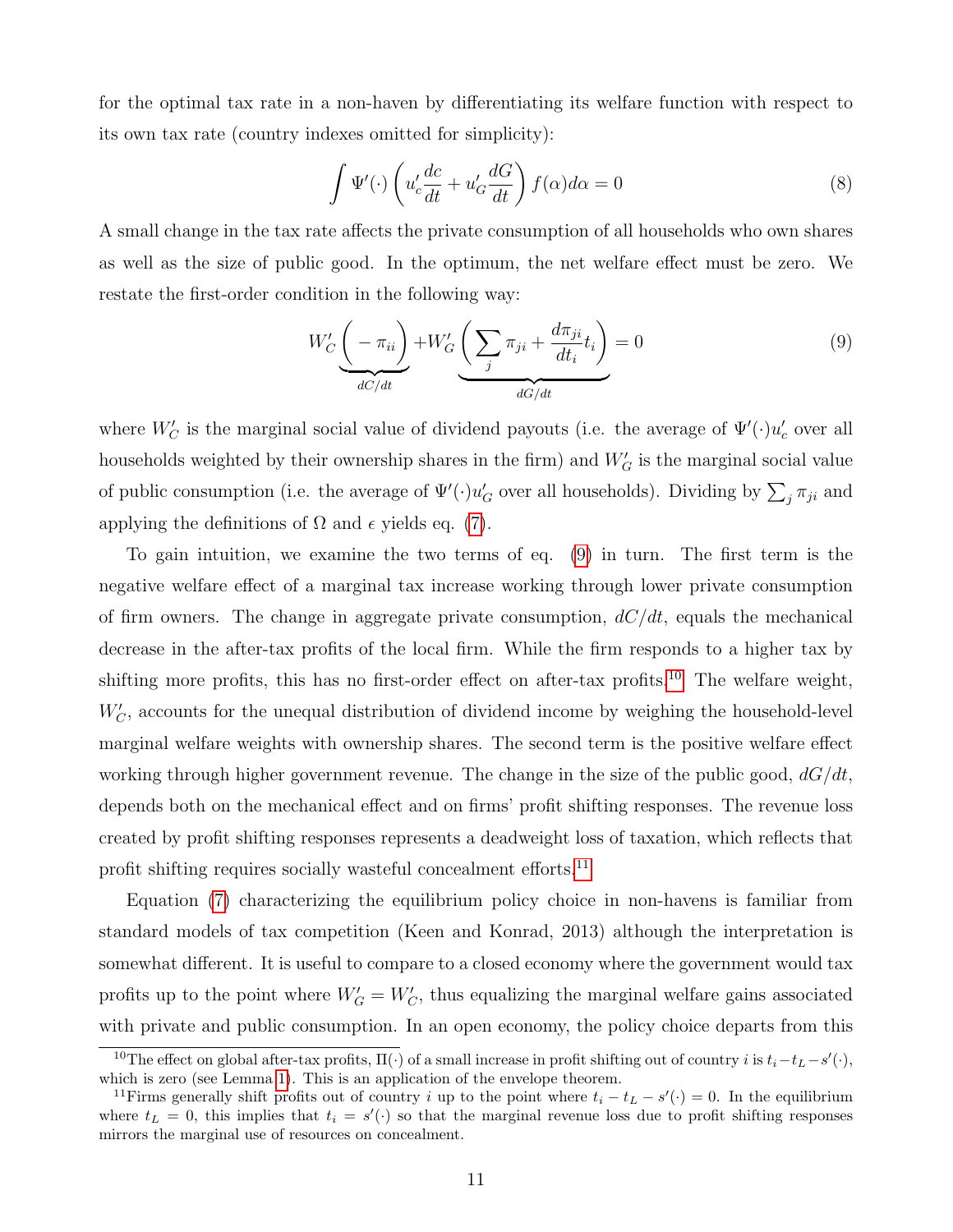for the optimal tax rate in a non-haven by differentiating its welfare function with respect to its own tax rate (country indexes omitted for simplicity):

$$\int \Psi'(\cdot)\left(u'_c \frac{dc}{dt} + u'_G \frac{dG}{dt}\right) f(\alpha) d\alpha = 0 \tag{8}$$

A small change in the tax rate affects the private consumption of all households who own shares as well as the size of public good. In the optimum, the net welfare effect must be zero. We restate the first-order condition in the following way:

$$W'_C \underbrace{\left( - \pi_{ii} \right)}_{dC/dt} + W'_G \underbrace{\left( \sum_j \pi_{ji} + \frac{d\pi_{ji}}{dt_i} t_i \right)}_{dG/dt} = 0 \tag{9}$$

where $W'_C$ is the marginal social value of dividend payouts (i.e. the average of $\Psi'(\cdot)u'_c$ over all households weighted by their ownership shares in the firm) and $W'_G$ is the marginal social value of public consumption (i.e. the average of $\Psi'(\cdot)u'_G$ over all households). Dividing by $\sum_j \pi_{ji}$ and applying the definitions of $\Omega$ and $\epsilon$ yields eq. (7).

To gain intuition, we examine the two terms of eq. (9) in turn. The first term is the negative welfare effect of a marginal tax increase working through lower private consumption of firm owners. The change in aggregate private consumption, $dC/dt$, equals the mechanical decrease in the after-tax profits of the local firm. While the firm responds to a higher tax by shifting more profits, this has no first-order effect on after-tax profits.[10] The welfare weight, $W'_C$, accounts for the unequal distribution of dividend income by weighing the household-level marginal welfare weights with ownership shares. The second term is the positive welfare effect working through higher government revenue. The change in the size of the public good, $dG/dt$, depends both on the mechanical effect and on firms' profit shifting responses. The revenue loss created by profit shifting responses represents a deadweight loss of taxation, which reflects that profit shifting requires socially wasteful concealment efforts.[11]

Equation (7) characterizing the equilibrium policy choice in non-havens is familiar from standard models of tax competition (Keen and Konrad, 2013) although the interpretation is somewhat different. It is useful to compare to a closed economy where the government would tax profits up to the point where $W'_G = W'_C$, thus equalizing the marginal welfare gains associated with private and public consumption. In an open economy, the policy choice departs from this

[10] The effect on global after-tax profits, $\Pi(\cdot)$ of a small increase in profit shifting out of country $i$ is $t_i - t_L - s'(\cdot)$, which is zero (see Lemma 1). This is an application of the envelope theorem.

[11] Firms generally shift profits out of country $i$ up to the point where $t_i - t_L - s'(\cdot) = 0$. In the equilibrium where $t_L = 0$, this implies that $t_i = s'(\cdot)$ so that the marginal revenue loss due to profit shifting responses mirrors the marginal use of resources on concealment.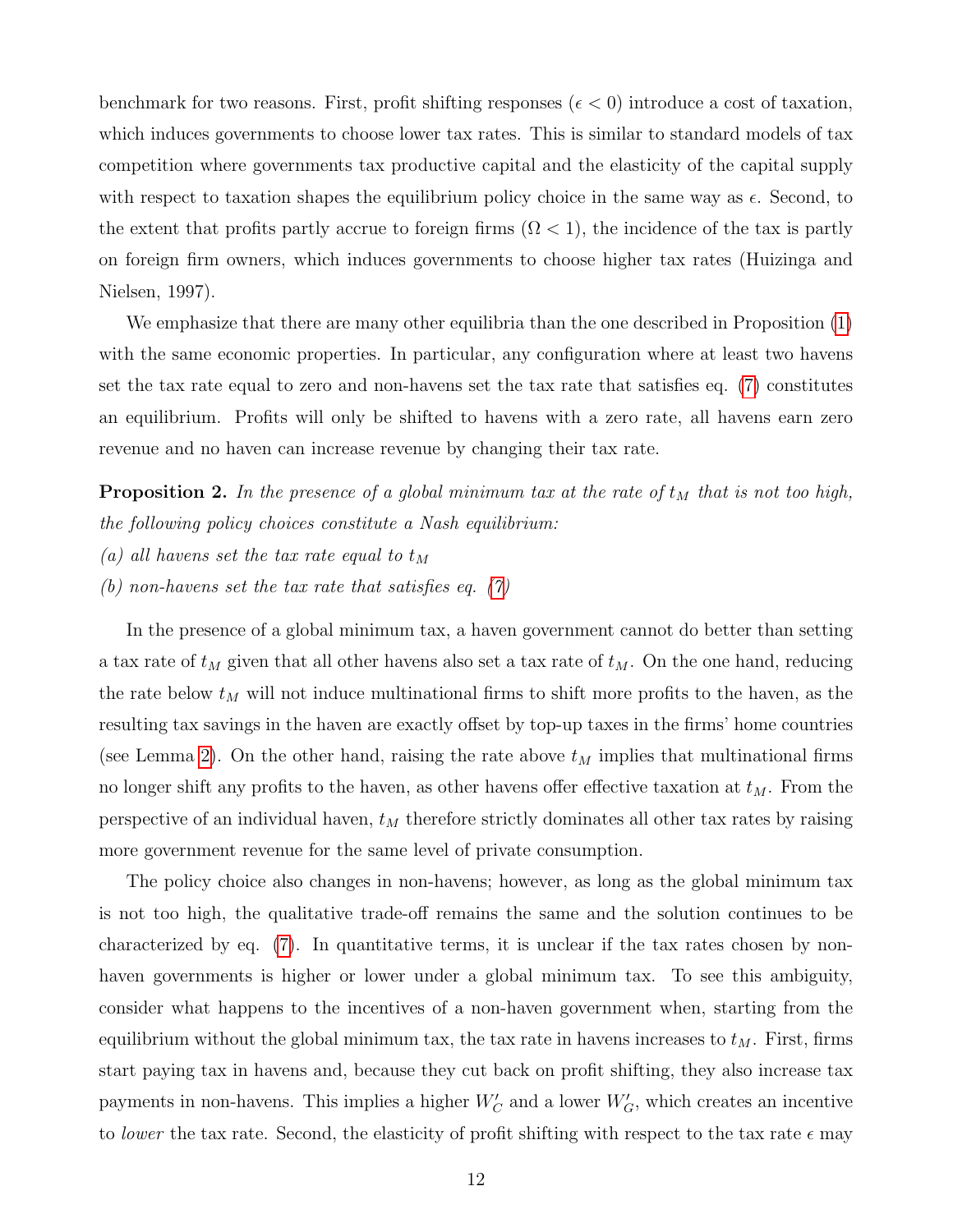benchmark for two reasons. First, profit shifting responses ($\epsilon < 0$) introduce a cost of taxation, which induces governments to choose lower tax rates. This is similar to standard models of tax competition where governments tax productive capital and the elasticity of the capital supply with respect to taxation shapes the equilibrium policy choice in the same way as $\epsilon$. Second, to the extent that profits partly accrue to foreign firms ($\Omega < 1$), the incidence of the tax is partly on foreign firm owners, which induces governments to choose higher tax rates (Huizinga and Nielsen, 1997).

We emphasize that there are many other equilibria than the one described in Proposition (1) with the same economic properties. In particular, any configuration where at least two havens set the tax rate equal to zero and non-havens set the tax rate that satisfies eq. (7) constitutes an equilibrium. Profits will only be shifted to havens with a zero rate, all havens earn zero revenue and no haven can increase revenue by changing their tax rate.

**Proposition 2.** *In the presence of a global minimum tax at the rate of $t_M$ that is not too high, the following policy choices constitute a Nash equilibrium:*
*(a) all havens set the tax rate equal to $t_M$*
*(b) non-havens set the tax rate that satisfies eq. (7)*

In the presence of a global minimum tax, a haven government cannot do better than setting a tax rate of $t_M$ given that all other havens also set a tax rate of $t_M$. On the one hand, reducing the rate below $t_M$ will not induce multinational firms to shift more profits to the haven, as the resulting tax savings in the haven are exactly offset by top-up taxes in the firms' home countries (see Lemma 2). On the other hand, raising the rate above $t_M$ implies that multinational firms no longer shift any profits to the haven, as other havens offer effective taxation at $t_M$. From the perspective of an individual haven, $t_M$ therefore strictly dominates all other tax rates by raising more government revenue for the same level of private consumption.

The policy choice also changes in non-havens; however, as long as the global minimum tax is not too high, the qualitative trade-off remains the same and the solution continues to be characterized by eq. (7). In quantitative terms, it is unclear if the tax rates chosen by non-haven governments is higher or lower under a global minimum tax. To see this ambiguity, consider what happens to the incentives of a non-haven government when, starting from the equilibrium without the global minimum tax, the tax rate in havens increases to $t_M$. First, firms start paying tax in havens and, because they cut back on profit shifting, they also increase tax payments in non-havens. This implies a higher $W_C'$ and a lower $W_G'$, which creates an incentive to *lower* the tax rate. Second, the elasticity of profit shifting with respect to the tax rate $\epsilon$ may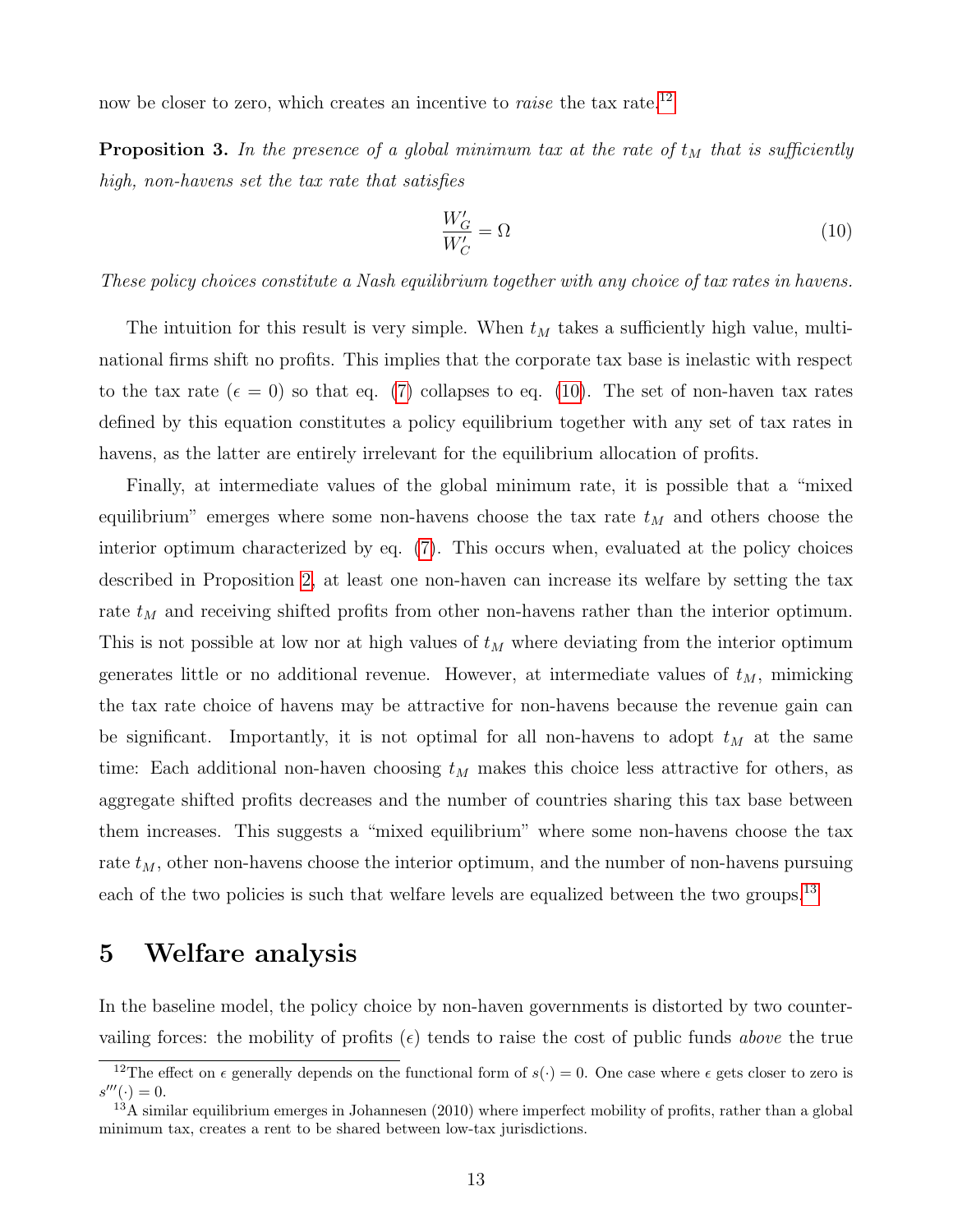now be closer to zero, which creates an incentive to *raise* the tax rate.[12]

**Proposition 3.** *In the presence of a global minimum tax at the rate of $t_M$ that is sufficiently high, non-havens set the tax rate that satisfies*

$$\frac{W_G'}{W_C'} = \Omega \tag{10}$$

*These policy choices constitute a Nash equilibrium together with any choice of tax rates in havens.*

The intuition for this result is very simple. When $t_M$ takes a sufficiently high value, multinational firms shift no profits. This implies that the corporate tax base is inelastic with respect to the tax rate ($\epsilon = 0$) so that eq. (7) collapses to eq. (10). The set of non-haven tax rates defined by this equation constitutes a policy equilibrium together with any set of tax rates in havens, as the latter are entirely irrelevant for the equilibrium allocation of profits.

Finally, at intermediate values of the global minimum rate, it is possible that a "mixed equilibrium" emerges where some non-havens choose the tax rate $t_M$ and others choose the interior optimum characterized by eq. (7). This occurs when, evaluated at the policy choices described in Proposition 2, at least one non-haven can increase its welfare by setting the tax rate $t_M$ and receiving shifted profits from other non-havens rather than the interior optimum. This is not possible at low nor at high values of $t_M$ where deviating from the interior optimum generates little or no additional revenue. However, at intermediate values of $t_M$, mimicking the tax rate choice of havens may be attractive for non-havens because the revenue gain can be significant. Importantly, it is not optimal for all non-havens to adopt $t_M$ at the same time: Each additional non-haven choosing $t_M$ makes this choice less attractive for others, as aggregate shifted profits decreases and the number of countries sharing this tax base between them increases. This suggests a "mixed equilibrium" where some non-havens choose the tax rate $t_M$, other non-havens choose the interior optimum, and the number of non-havens pursuing each of the two policies is such that welfare levels are equalized between the two groups.[13]

# 5 Welfare analysis

In the baseline model, the policy choice by non-haven governments is distorted by two countervailing forces: the mobility of profits ($\epsilon$) tends to raise the cost of public funds *above* the true

[12] The effect on $\epsilon$ generally depends on the functional form of $s(\cdot) = 0$. One case where $\epsilon$ gets closer to zero is $s'''(\cdot) = 0$.

[13] A similar equilibrium emerges in Johannesen (2010) where imperfect mobility of profits, rather than a global minimum tax, creates a rent to be shared between low-tax jurisdictions.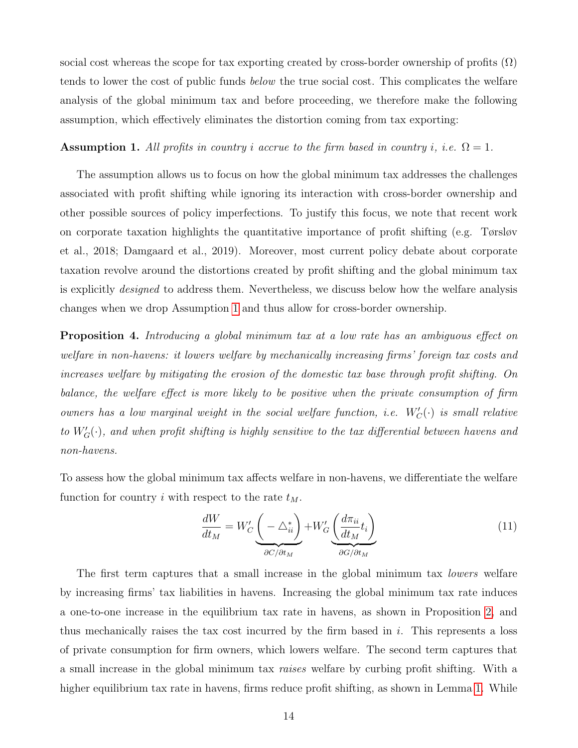social cost whereas the scope for tax exporting created by cross-border ownership of profits ($\Omega$) tends to lower the cost of public funds *below* the true social cost. This complicates the welfare analysis of the global minimum tax and before proceeding, we therefore make the following assumption, which effectively eliminates the distortion coming from tax exporting:

**Assumption 1.** *All profits in country $i$ accrue to the firm based in country $i$, i.e. $\Omega = 1$.*

The assumption allows us to focus on how the global minimum tax addresses the challenges associated with profit shifting while ignoring its interaction with cross-border ownership and other possible sources of policy imperfections. To justify this focus, we note that recent work on corporate taxation highlights the quantitative importance of profit shifting (e.g. Tørsløv et al., 2018; Damgaard et al., 2019). Moreover, most current policy debate about corporate taxation revolve around the distortions created by profit shifting and the global minimum tax is explicitly *designed* to address them. Nevertheless, we discuss below how the welfare analysis changes when we drop Assumption 1 and thus allow for cross-border ownership.

**Proposition 4.** *Introducing a global minimum tax at a low rate has an ambiguous effect on welfare in non-havens: it lowers welfare by mechanically increasing firms' foreign tax costs and increases welfare by mitigating the erosion of the domestic tax base through profit shifting. On balance, the welfare effect is more likely to be positive when the private consumption of firm owners has a low marginal weight in the social welfare function, i.e. $W'_C(\cdot)$ is small relative to $W'_G(\cdot)$, and when profit shifting is highly sensitive to the tax differential between havens and non-havens.*

To assess how the global minimum tax affects welfare in non-havens, we differentiate the welfare function for country $i$ with respect to the rate $t_M$.

$$\frac{dW}{dt_M} = W'_C \underbrace{\left( -\triangle^*_{ii} \right)}_{\partial C / \partial t_M} + W'_G \underbrace{\left( \frac{d\pi_{ii}}{dt_M} t_i \right)}_{\partial G / \partial t_M} \tag{11}$$

The first term captures that a small increase in the global minimum tax *lowers* welfare by increasing firms' tax liabilities in havens. Increasing the global minimum tax rate induces a one-to-one increase in the equilibrium tax rate in havens, as shown in Proposition 2, and thus mechanically raises the tax cost incurred by the firm based in $i$. This represents a loss of private consumption for firm owners, which lowers welfare. The second term captures that a small increase in the global minimum tax *raises* welfare by curbing profit shifting. With a higher equilibrium tax rate in havens, firms reduce profit shifting, as shown in Lemma 1. While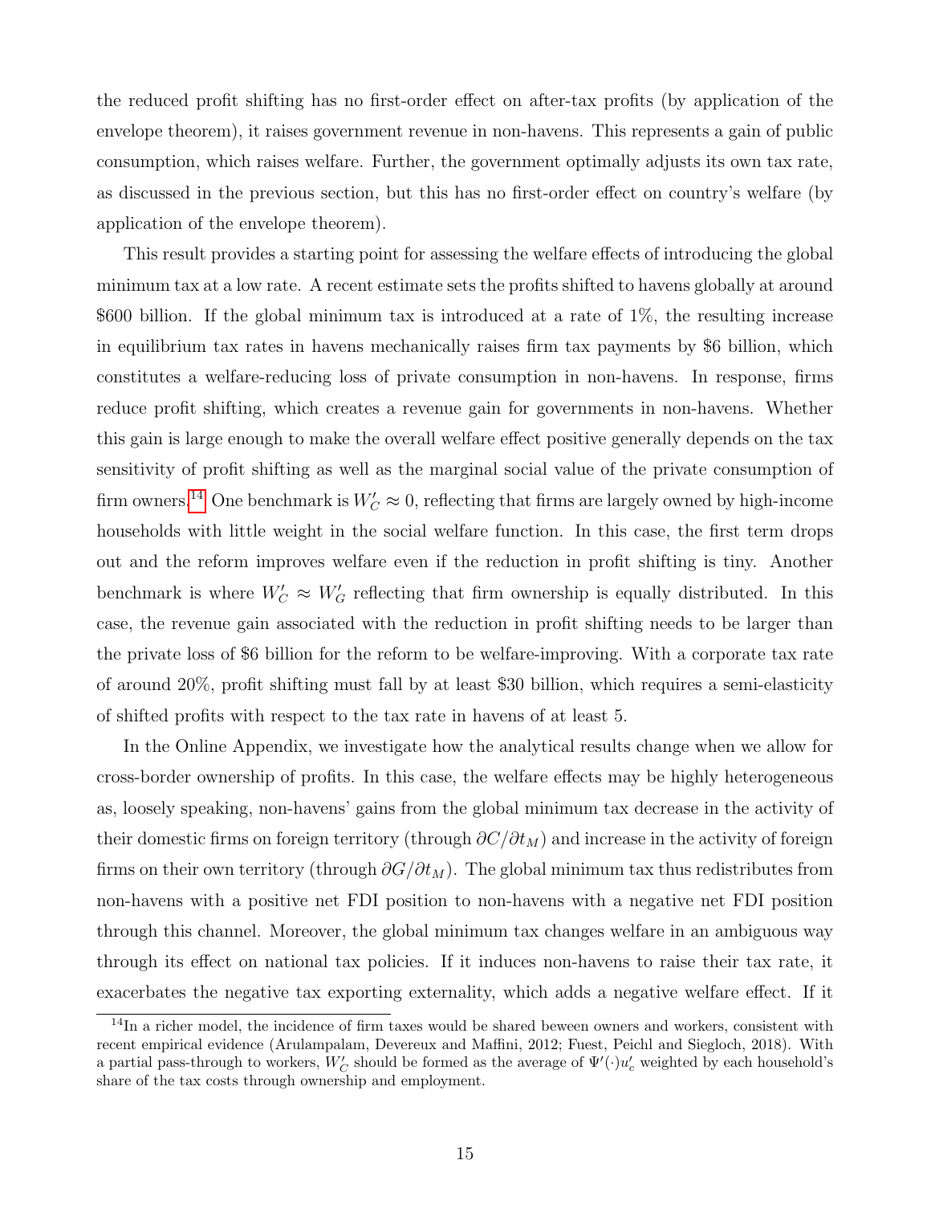the reduced profit shifting has no first-order effect on after-tax profits (by application of the envelope theorem), it raises government revenue in non-havens. This represents a gain of public consumption, which raises welfare. Further, the government optimally adjusts its own tax rate, as discussed in the previous section, but this has no first-order effect on country's welfare (by application of the envelope theorem).

This result provides a starting point for assessing the welfare effects of introducing the global minimum tax at a low rate. A recent estimate sets the profits shifted to havens globally at around \$600 billion. If the global minimum tax is introduced at a rate of 1%, the resulting increase in equilibrium tax rates in havens mechanically raises firm tax payments by \$6 billion, which constitutes a welfare-reducing loss of private consumption in non-havens. In response, firms reduce profit shifting, which creates a revenue gain for governments in non-havens. Whether this gain is large enough to make the overall welfare effect positive generally depends on the tax sensitivity of profit shifting as well as the marginal social value of the private consumption of firm owners.[14] One benchmark is $W_C' \approx 0$, reflecting that firms are largely owned by high-income households with little weight in the social welfare function. In this case, the first term drops out and the reform improves welfare even if the reduction in profit shifting is tiny. Another benchmark is where $W_C' \approx W_G'$ reflecting that firm ownership is equally distributed. In this case, the revenue gain associated with the reduction in profit shifting needs to be larger than the private loss of \$6 billion for the reform to be welfare-improving. With a corporate tax rate of around 20%, profit shifting must fall by at least \$30 billion, which requires a semi-elasticity of shifted profits with respect to the tax rate in havens of at least 5.

In the Online Appendix, we investigate how the analytical results change when we allow for cross-border ownership of profits. In this case, the welfare effects may be highly heterogeneous as, loosely speaking, non-havens' gains from the global minimum tax decrease in the activity of their domestic firms on foreign territory (through $\partial C/\partial t_M$) and increase in the activity of foreign firms on their own territory (through $\partial G/\partial t_M$). The global minimum tax thus redistributes from non-havens with a positive net FDI position to non-havens with a negative net FDI position through this channel. Moreover, the global minimum tax changes welfare in an ambiguous way through its effect on national tax policies. If it induces non-havens to raise their tax rate, it exacerbates the negative tax exporting externality, which adds a negative welfare effect. If it

[14] In a richer model, the incidence of firm taxes would be shared beween owners and workers, consistent with recent empirical evidence (Arulampalam, Devereux and Maffini, 2012; Fuest, Peichl and Siegloch, 2018). With a partial pass-through to workers, $W_C'$ should be formed as the average of $\Psi'(\cdot)u_c'$ weighted by each household's share of the tax costs through ownership and employment.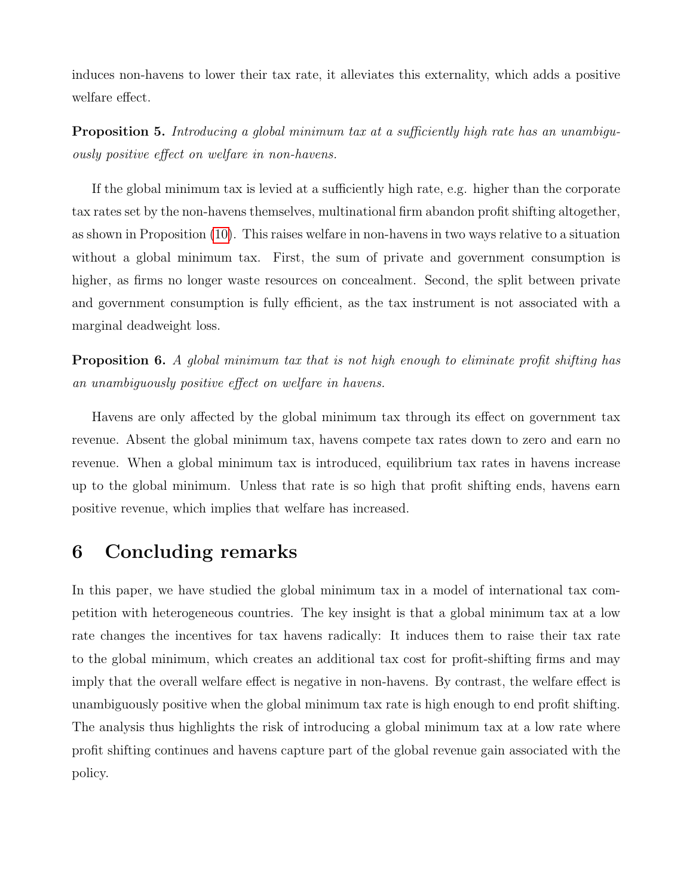induces non-havens to lower their tax rate, it alleviates this externality, which adds a positive welfare effect.

**Proposition 5.** *Introducing a global minimum tax at a sufficiently high rate has an unambiguously positive effect on welfare in non-havens.*

If the global minimum tax is levied at a sufficiently high rate, e.g. higher than the corporate tax rates set by the non-havens themselves, multinational firm abandon profit shifting altogether, as shown in Proposition (10). This raises welfare in non-havens in two ways relative to a situation without a global minimum tax. First, the sum of private and government consumption is higher, as firms no longer waste resources on concealment. Second, the split between private and government consumption is fully efficient, as the tax instrument is not associated with a marginal deadweight loss.

**Proposition 6.** *A global minimum tax that is not high enough to eliminate profit shifting has an unambiguously positive effect on welfare in havens.*

Havens are only affected by the global minimum tax through its effect on government tax revenue. Absent the global minimum tax, havens compete tax rates down to zero and earn no revenue. When a global minimum tax is introduced, equilibrium tax rates in havens increase up to the global minimum. Unless that rate is so high that profit shifting ends, havens earn positive revenue, which implies that welfare has increased.

# 6 Concluding remarks

In this paper, we have studied the global minimum tax in a model of international tax competition with heterogeneous countries. The key insight is that a global minimum tax at a low rate changes the incentives for tax havens radically: It induces them to raise their tax rate to the global minimum, which creates an additional tax cost for profit-shifting firms and may imply that the overall welfare effect is negative in non-havens. By contrast, the welfare effect is unambiguously positive when the global minimum tax rate is high enough to end profit shifting. The analysis thus highlights the risk of introducing a global minimum tax at a low rate where profit shifting continues and havens capture part of the global revenue gain associated with the policy.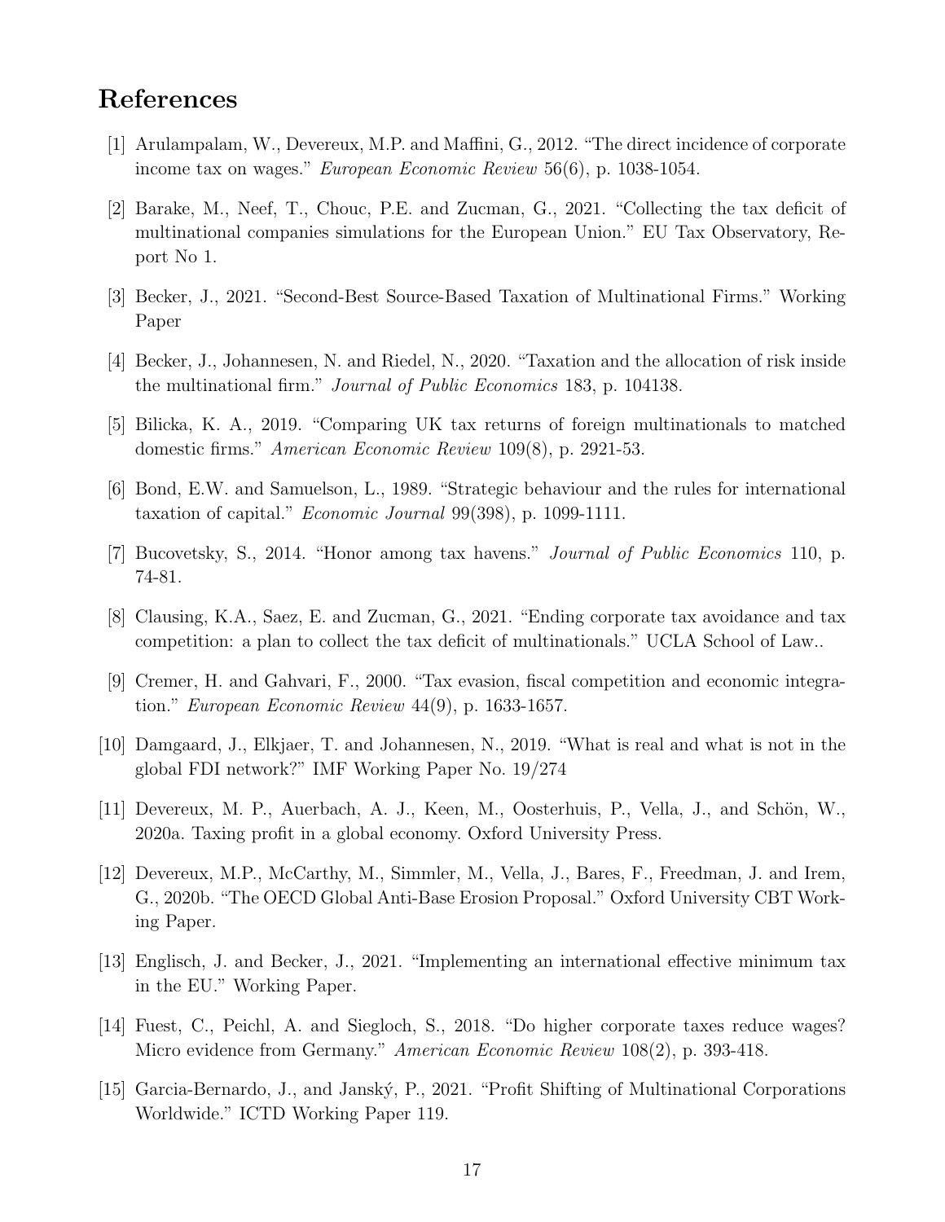# References

[1] Arulampalam, W., Devereux, M.P. and Maffini, G., 2012. "The direct incidence of corporate income tax on wages." *European Economic Review* 56(6), p. 1038-1054.

[2] Barake, M., Neef, T., Chouc, P.E. and Zucman, G., 2021. "Collecting the tax deficit of multinational companies simulations for the European Union." EU Tax Observatory, Report No 1.

[3] Becker, J., 2021. "Second-Best Source-Based Taxation of Multinational Firms." Working Paper

[4] Becker, J., Johannesen, N. and Riedel, N., 2020. "Taxation and the allocation of risk inside the multinational firm." *Journal of Public Economics* 183, p. 104138.

[5] Bilicka, K. A., 2019. "Comparing UK tax returns of foreign multinationals to matched domestic firms." *American Economic Review* 109(8), p. 2921-53.

[6] Bond, E.W. and Samuelson, L., 1989. "Strategic behaviour and the rules for international taxation of capital." *Economic Journal* 99(398), p. 1099-1111.

[7] Bucovetsky, S., 2014. "Honor among tax havens." *Journal of Public Economics* 110, p. 74-81.

[8] Clausing, K.A., Saez, E. and Zucman, G., 2021. "Ending corporate tax avoidance and tax competition: a plan to collect the tax deficit of multinationals." UCLA School of Law..

[9] Cremer, H. and Gahvari, F., 2000. "Tax evasion, fiscal competition and economic integration." *European Economic Review* 44(9), p. 1633-1657.

[10] Damgaard, J., Elkjaer, T. and Johannesen, N., 2019. "What is real and what is not in the global FDI network?" IMF Working Paper No. 19/274

[11] Devereux, M. P., Auerbach, A. J., Keen, M., Oosterhuis, P., Vella, J., and Schön, W., 2020a. Taxing profit in a global economy. Oxford University Press.

[12] Devereux, M.P., McCarthy, M., Simmler, M., Vella, J., Bares, F., Freedman, J. and Irem, G., 2020b. "The OECD Global Anti-Base Erosion Proposal." Oxford University CBT Working Paper.

[13] Englisch, J. and Becker, J., 2021. "Implementing an international effective minimum tax in the EU." Working Paper.

[14] Fuest, C., Peichl, A. and Siegloch, S., 2018. "Do higher corporate taxes reduce wages? Micro evidence from Germany." *American Economic Review* 108(2), p. 393-418.

[15] Garcia-Bernardo, J., and Janský, P., 2021. "Profit Shifting of Multinational Corporations Worldwide." ICTD Working Paper 119.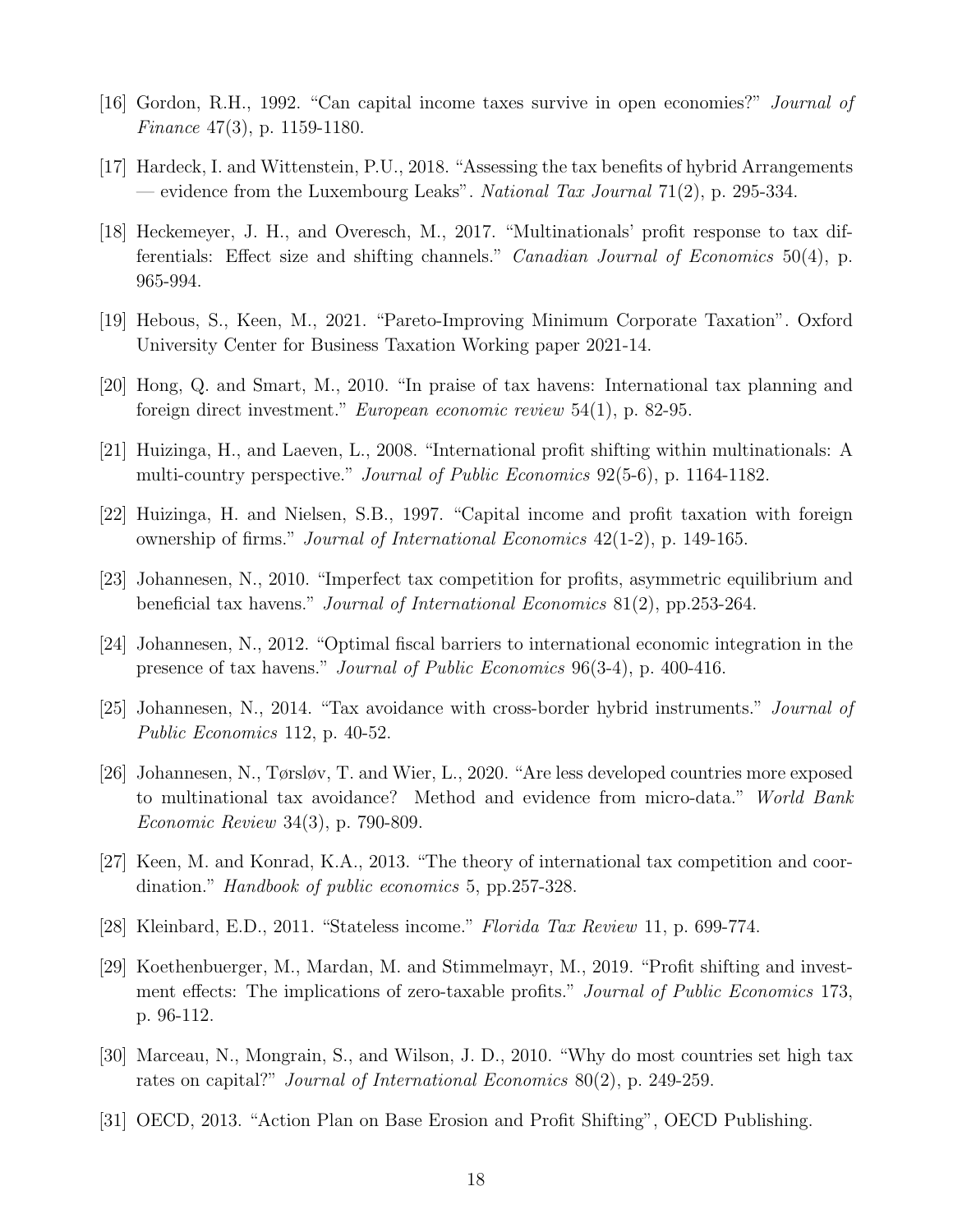[16] Gordon, R.H., 1992. "Can capital income taxes survive in open economies?" *Journal of Finance* 47(3), p. 1159-1180.

[17] Hardeck, I. and Wittenstein, P.U., 2018. "Assessing the tax benefits of hybrid Arrangements — evidence from the Luxembourg Leaks". *National Tax Journal* 71(2), p. 295-334.

[18] Heckemeyer, J. H., and Overesch, M., 2017. "Multinationals' profit response to tax differentials: Effect size and shifting channels." *Canadian Journal of Economics* 50(4), p. 965-994.

[19] Hebous, S., Keen, M., 2021. "Pareto-Improving Minimum Corporate Taxation". Oxford University Center for Business Taxation Working paper 2021-14.

[20] Hong, Q. and Smart, M., 2010. "In praise of tax havens: International tax planning and foreign direct investment." *European economic review* 54(1), p. 82-95.

[21] Huizinga, H., and Laeven, L., 2008. "International profit shifting within multinationals: A multi-country perspective." *Journal of Public Economics* 92(5-6), p. 1164-1182.

[22] Huizinga, H. and Nielsen, S.B., 1997. "Capital income and profit taxation with foreign ownership of firms." *Journal of International Economics* 42(1-2), p. 149-165.

[23] Johannesen, N., 2010. "Imperfect tax competition for profits, asymmetric equilibrium and beneficial tax havens." *Journal of International Economics* 81(2), pp.253-264.

[24] Johannesen, N., 2012. "Optimal fiscal barriers to international economic integration in the presence of tax havens." *Journal of Public Economics* 96(3-4), p. 400-416.

[25] Johannesen, N., 2014. "Tax avoidance with cross-border hybrid instruments." *Journal of Public Economics* 112, p. 40-52.

[26] Johannesen, N., Tørsløv, T. and Wier, L., 2020. "Are less developed countries more exposed to multinational tax avoidance? Method and evidence from micro-data." *World Bank Economic Review* 34(3), p. 790-809.

[27] Keen, M. and Konrad, K.A., 2013. "The theory of international tax competition and coordination." *Handbook of public economics* 5, pp.257-328.

[28] Kleinbard, E.D., 2011. "Stateless income." *Florida Tax Review* 11, p. 699-774.

[29] Koethenbuerger, M., Mardan, M. and Stimmelmayr, M., 2019. "Profit shifting and investment effects: The implications of zero-taxable profits." *Journal of Public Economics* 173, p. 96-112.

[30] Marceau, N., Mongrain, S., and Wilson, J. D., 2010. "Why do most countries set high tax rates on capital?" *Journal of International Economics* 80(2), p. 249-259.

[31] OECD, 2013. "Action Plan on Base Erosion and Profit Shifting", OECD Publishing.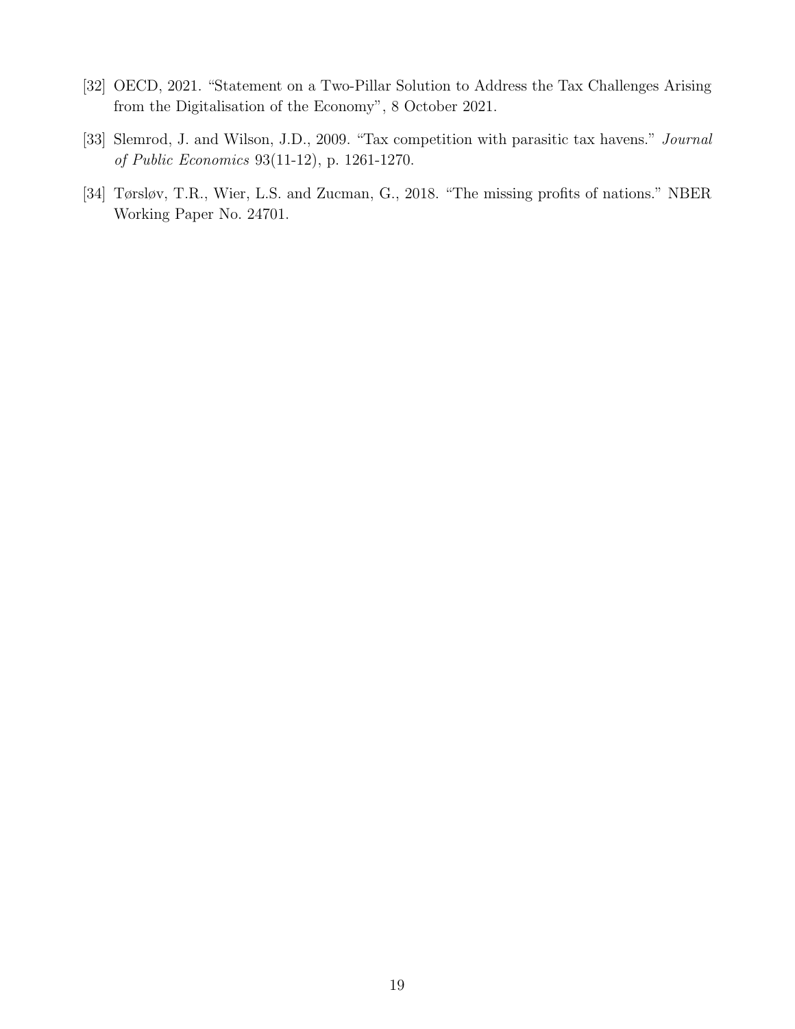[32] OECD, 2021. "Statement on a Two-Pillar Solution to Address the Tax Challenges Arising from the Digitalisation of the Economy", 8 October 2021.

[33] Slemrod, J. and Wilson, J.D., 2009. "Tax competition with parasitic tax havens." *Journal of Public Economics* 93(11-12), p. 1261-1270.

[34] Tørsløv, T.R., Wier, L.S. and Zucman, G., 2018. "The missing profits of nations." NBER Working Paper No. 24701.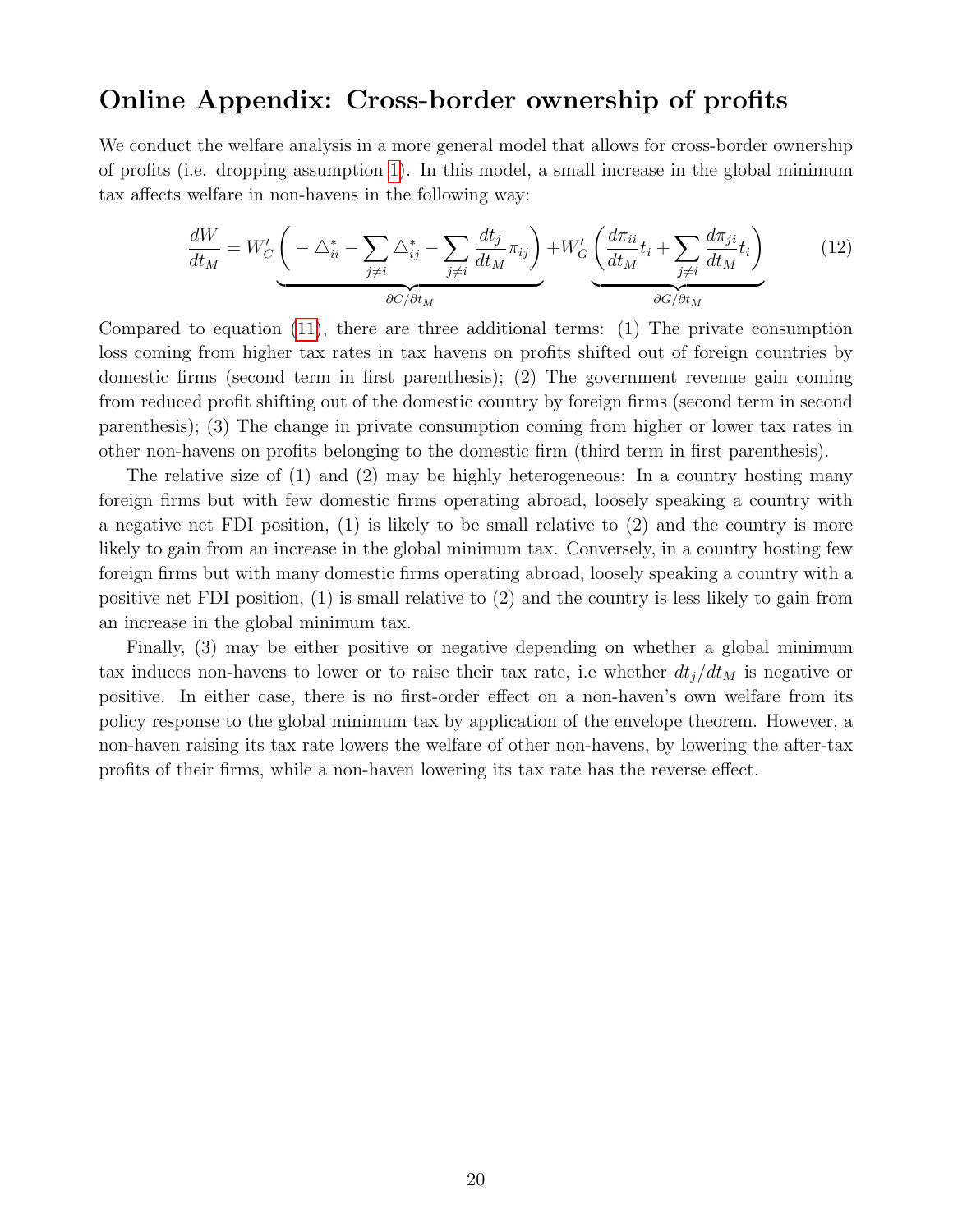## Online Appendix: Cross-border ownership of profits

We conduct the welfare analysis in a more general model that allows for cross-border ownership of profits (i.e. dropping assumption 1). In this model, a small increase in the global minimum tax affects welfare in non-havens in the following way:

$$\frac{dW}{dt_M} = W'_C \underbrace{\left( -\triangle^*_{ii} - \sum_{j \neq i} \triangle^*_{ij} - \sum_{j \neq i} \frac{dt_j}{dt_M} \pi_{ij} \right)}_{\partial C / \partial t_M} + W'_G \underbrace{\left( \frac{d\pi_{ii}}{dt_M} t_i + \sum_{j \neq i} \frac{d\pi_{ji}}{dt_M} t_i \right)}_{\partial G / \partial t_M} \tag{12}$$

Compared to equation (11), there are three additional terms: (1) The private consumption loss coming from higher tax rates in tax havens on profits shifted out of foreign countries by domestic firms (second term in first parenthesis); (2) The government revenue gain coming from reduced profit shifting out of the domestic country by foreign firms (second term in second parenthesis); (3) The change in private consumption coming from higher or lower tax rates in other non-havens on profits belonging to the domestic firm (third term in first parenthesis).

The relative size of (1) and (2) may be highly heterogeneous: In a country hosting many foreign firms but with few domestic firms operating abroad, loosely speaking a country with a negative net FDI position, (1) is likely to be small relative to (2) and the country is more likely to gain from an increase in the global minimum tax. Conversely, in a country hosting few foreign firms but with many domestic firms operating abroad, loosely speaking a country with a positive net FDI position, (1) is small relative to (2) and the country is less likely to gain from an increase in the global minimum tax.

Finally, (3) may be either positive or negative depending on whether a global minimum tax induces non-havens to lower or to raise their tax rate, i.e whether $dt_j/dt_M$ is negative or positive. In either case, there is no first-order effect on a non-haven's own welfare from its policy response to the global minimum tax by application of the envelope theorem. However, a non-haven raising its tax rate lowers the welfare of other non-havens, by lowering the after-tax profits of their firms, while a non-haven lowering its tax rate has the reverse effect.